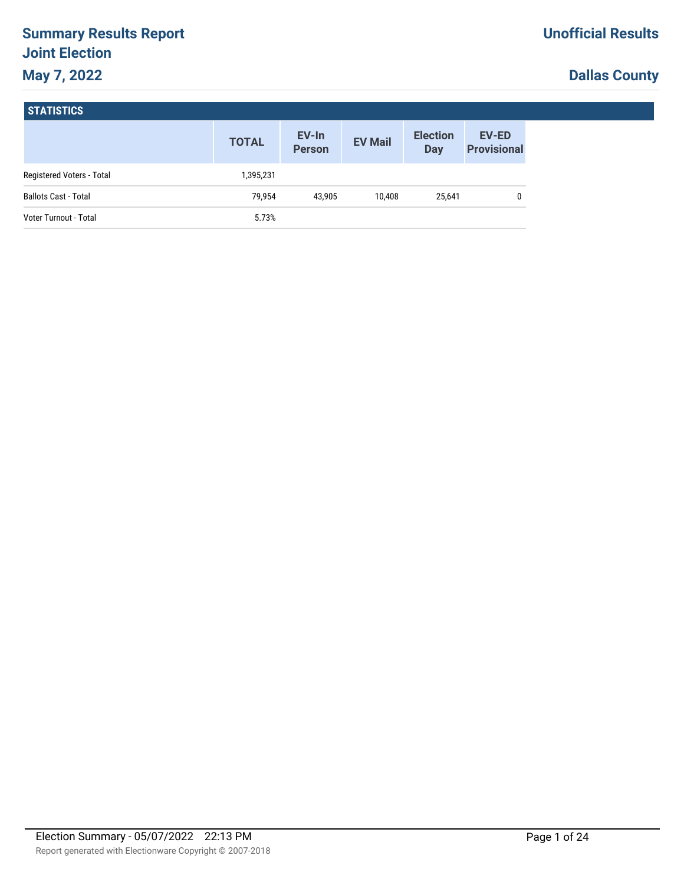# Summary Results Report

## Joint Election

## May 7, 2022

**Unofficial Results**

**Dallas County**

### STATISTICS

| | TOTAL | EV-In Person | EV Mail | Election Day | EV-ED Provisional |
|---|---|---|---|---|---|
| Registered Voters - Total | 1,395,231 | | | | |
| Ballots Cast - Total | 79,954 | 43,905 | 10,408 | 25,641 | 0 |
| Voter Turnout - Total | 5.73% | | | | |

Election Summary - 05/07/2022 22:13 PM

Report generated with Electionware Copyright © 2007-2018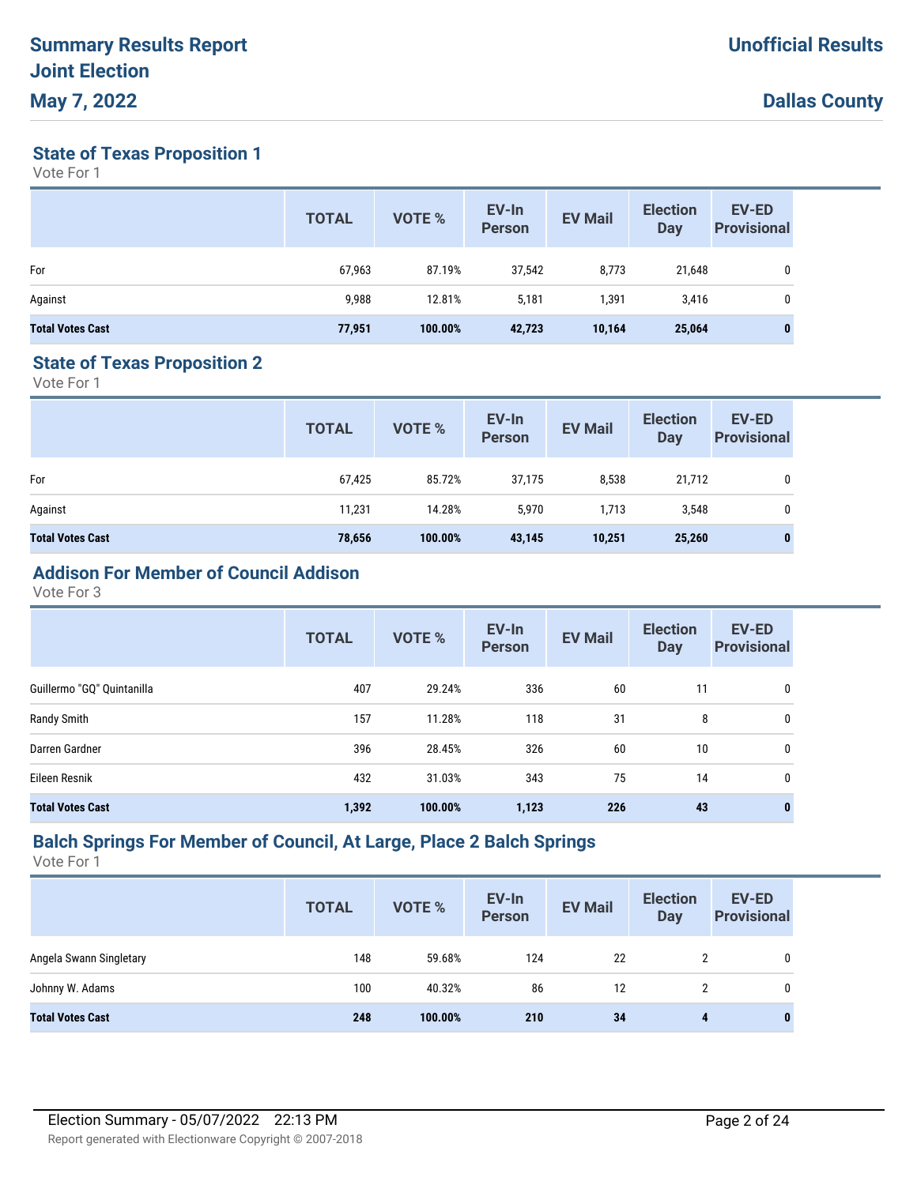# Summary Results Report
# Joint Election
# May 7, 2022

**Unofficial Results**

**Dallas County**

## State of Texas Proposition 1

Vote For 1

| | TOTAL | VOTE % | EV-In Person | EV Mail | Election Day | EV-ED Provisional |
|---|---|---|---|---|---|---|
| For | 67,963 | 87.19% | 37,542 | 8,773 | 21,648 | 0 |
| Against | 9,988 | 12.81% | 5,181 | 1,391 | 3,416 | 0 |
| **Total Votes Cast** | **77,951** | **100.00%** | **42,723** | **10,164** | **25,064** | **0** |

## State of Texas Proposition 2

Vote For 1

| | TOTAL | VOTE % | EV-In Person | EV Mail | Election Day | EV-ED Provisional |
|---|---|---|---|---|---|---|
| For | 67,425 | 85.72% | 37,175 | 8,538 | 21,712 | 0 |
| Against | 11,231 | 14.28% | 5,970 | 1,713 | 3,548 | 0 |
| **Total Votes Cast** | **78,656** | **100.00%** | **43,145** | **10,251** | **25,260** | **0** |

## Addison For Member of Council Addison

Vote For 3

| | TOTAL | VOTE % | EV-In Person | EV Mail | Election Day | EV-ED Provisional |
|---|---|---|---|---|---|---|
| Guillermo "GQ" Quintanilla | 407 | 29.24% | 336 | 60 | 11 | 0 |
| Randy Smith | 157 | 11.28% | 118 | 31 | 8 | 0 |
| Darren Gardner | 396 | 28.45% | 326 | 60 | 10 | 0 |
| Eileen Resnik | 432 | 31.03% | 343 | 75 | 14 | 0 |
| **Total Votes Cast** | **1,392** | **100.00%** | **1,123** | **226** | **43** | **0** |

## Balch Springs For Member of Council, At Large, Place 2 Balch Springs

Vote For 1

| | TOTAL | VOTE % | EV-In Person | EV Mail | Election Day | EV-ED Provisional |
|---|---|---|---|---|---|---|
| Angela Swann Singletary | 148 | 59.68% | 124 | 22 | 2 | 0 |
| Johnny W. Adams | 100 | 40.32% | 86 | 12 | 2 | 0 |
| **Total Votes Cast** | **248** | **100.00%** | **210** | **34** | **4** | **0** |

Election Summary - 05/07/2022 22:13 PM

Report generated with Electionware Copyright © 2007-2018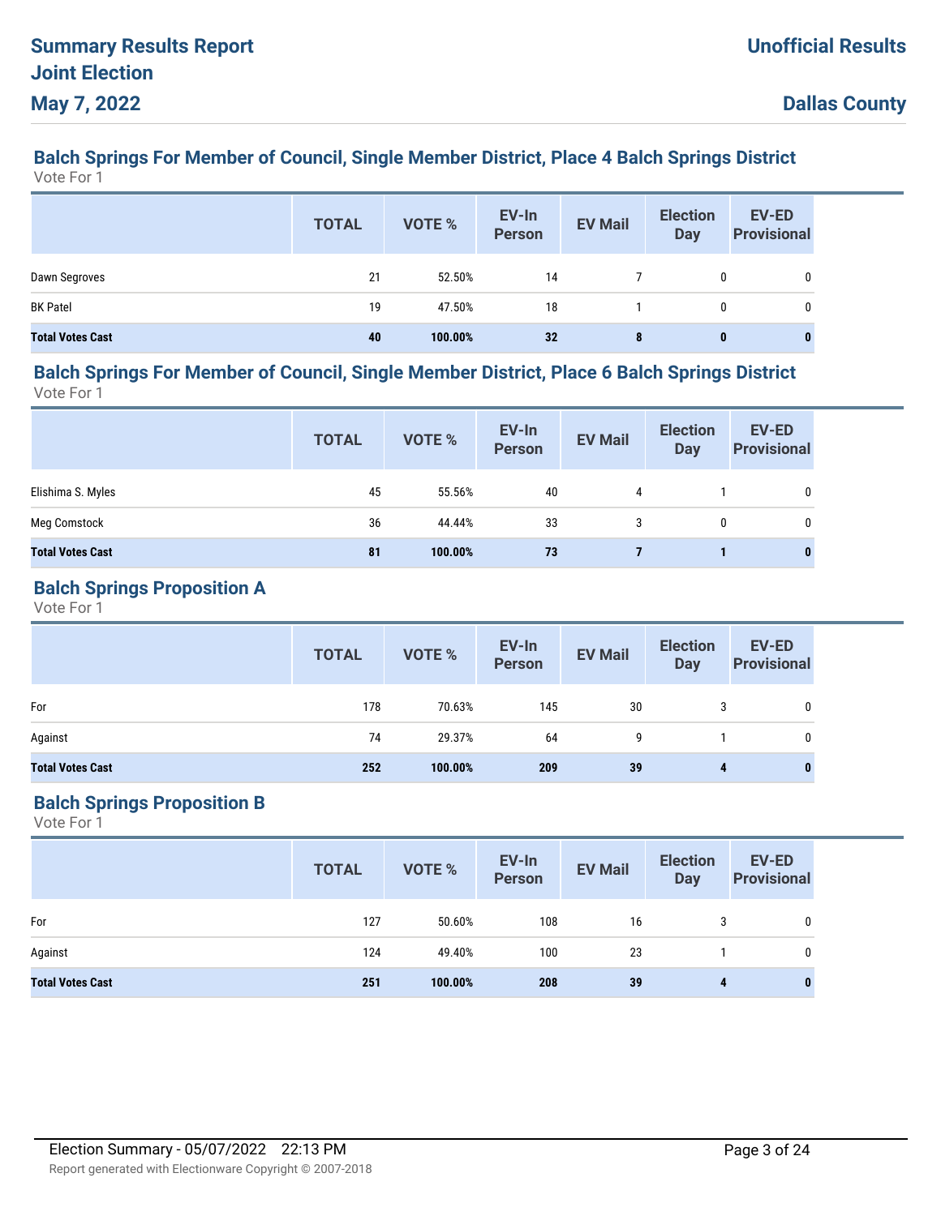## Balch Springs For Member of Council, Single Member District, Place 4 Balch Springs District

Vote For 1

| | TOTAL | VOTE % | EV-In Person | EV Mail | Election Day | EV-ED Provisional |
|---|---|---|---|---|---|---|
| Dawn Segroves | 21 | 52.50% | 14 | 7 | 0 | 0 |
| BK Patel | 19 | 47.50% | 18 | 1 | 0 | 0 |
| **Total Votes Cast** | **40** | **100.00%** | **32** | **8** | **0** | **0** |

## Balch Springs For Member of Council, Single Member District, Place 6 Balch Springs District

Vote For 1

| | TOTAL | VOTE % | EV-In Person | EV Mail | Election Day | EV-ED Provisional |
|---|---|---|---|---|---|---|
| Elishima S. Myles | 45 | 55.56% | 40 | 4 | 1 | 0 |
| Meg Comstock | 36 | 44.44% | 33 | 3 | 0 | 0 |
| **Total Votes Cast** | **81** | **100.00%** | **73** | **7** | **1** | **0** |

## Balch Springs Proposition A

Vote For 1

| | TOTAL | VOTE % | EV-In Person | EV Mail | Election Day | EV-ED Provisional |
|---|---|---|---|---|---|---|
| For | 178 | 70.63% | 145 | 30 | 3 | 0 |
| Against | 74 | 29.37% | 64 | 9 | 1 | 0 |
| **Total Votes Cast** | **252** | **100.00%** | **209** | **39** | **4** | **0** |

## Balch Springs Proposition B

Vote For 1

| | TOTAL | VOTE % | EV-In Person | EV Mail | Election Day | EV-ED Provisional |
|---|---|---|---|---|---|---|
| For | 127 | 50.60% | 108 | 16 | 3 | 0 |
| Against | 124 | 49.40% | 100 | 23 | 1 | 0 |
| **Total Votes Cast** | **251** | **100.00%** | **208** | **39** | **4** | **0** |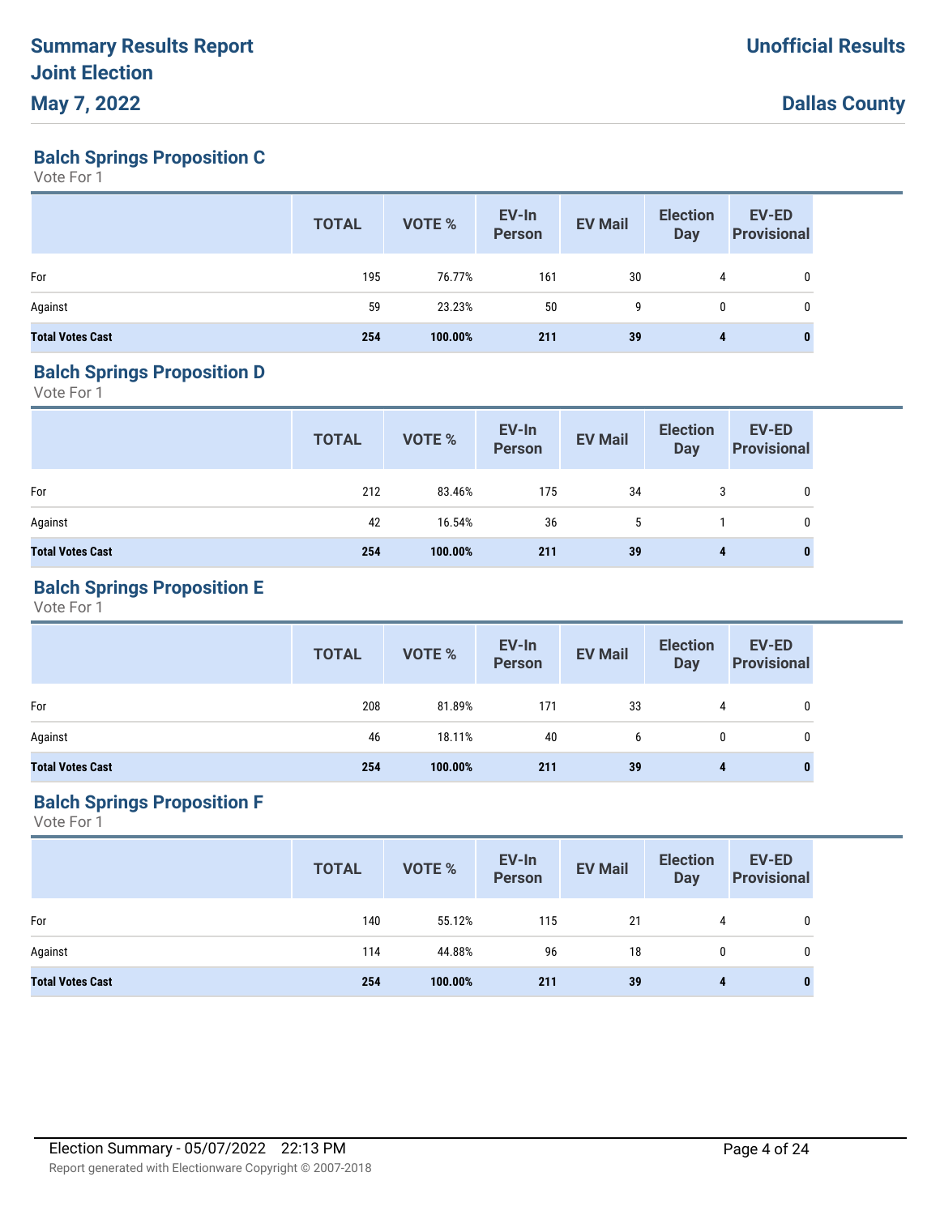# Summary Results Report
# Joint Election
# May 7, 2022

**Unofficial Results**

**Dallas County**

## Balch Springs Proposition C

Vote For 1

| | TOTAL | VOTE % | EV-In Person | EV Mail | Election Day | EV-ED Provisional |
|---|---|---|---|---|---|---|
| For | 195 | 76.77% | 161 | 30 | 4 | 0 |
| Against | 59 | 23.23% | 50 | 9 | 0 | 0 |
| **Total Votes Cast** | **254** | **100.00%** | **211** | **39** | **4** | **0** |

## Balch Springs Proposition D

Vote For 1

| | TOTAL | VOTE % | EV-In Person | EV Mail | Election Day | EV-ED Provisional |
|---|---|---|---|---|---|---|
| For | 212 | 83.46% | 175 | 34 | 3 | 0 |
| Against | 42 | 16.54% | 36 | 5 | 1 | 0 |
| **Total Votes Cast** | **254** | **100.00%** | **211** | **39** | **4** | **0** |

## Balch Springs Proposition E

Vote For 1

| | TOTAL | VOTE % | EV-In Person | EV Mail | Election Day | EV-ED Provisional |
|---|---|---|---|---|---|---|
| For | 208 | 81.89% | 171 | 33 | 4 | 0 |
| Against | 46 | 18.11% | 40 | 6 | 0 | 0 |
| **Total Votes Cast** | **254** | **100.00%** | **211** | **39** | **4** | **0** |

## Balch Springs Proposition F

Vote For 1

| | TOTAL | VOTE % | EV-In Person | EV Mail | Election Day | EV-ED Provisional |
|---|---|---|---|---|---|---|
| For | 140 | 55.12% | 115 | 21 | 4 | 0 |
| Against | 114 | 44.88% | 96 | 18 | 0 | 0 |
| **Total Votes Cast** | **254** | **100.00%** | **211** | **39** | **4** | **0** |

Election Summary - 05/07/2022 22:13 PM

Report generated with Electionware Copyright © 2007-2018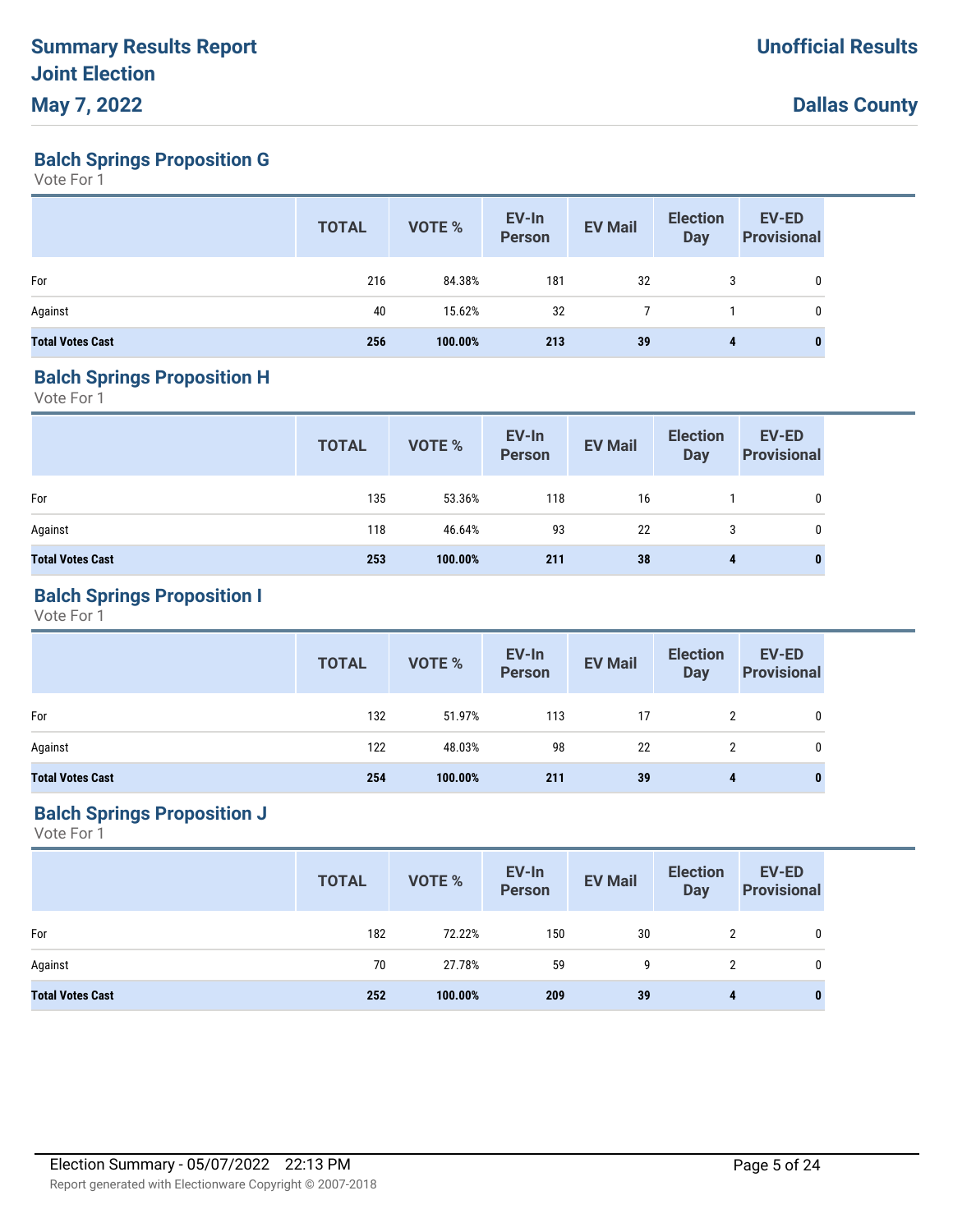# Summary Results Report
# Joint Election
# May 7, 2022

**Unofficial Results**

**Dallas County**

## Balch Springs Proposition G

Vote For 1

| | TOTAL | VOTE % | EV-In Person | EV Mail | Election Day | EV-ED Provisional |
|---|---|---|---|---|---|---|
| For | 216 | 84.38% | 181 | 32 | 3 | 0 |
| Against | 40 | 15.62% | 32 | 7 | 1 | 0 |
| **Total Votes Cast** | **256** | **100.00%** | **213** | **39** | **4** | **0** |

## Balch Springs Proposition H

Vote For 1

| | TOTAL | VOTE % | EV-In Person | EV Mail | Election Day | EV-ED Provisional |
|---|---|---|---|---|---|---|
| For | 135 | 53.36% | 118 | 16 | 1 | 0 |
| Against | 118 | 46.64% | 93 | 22 | 3 | 0 |
| **Total Votes Cast** | **253** | **100.00%** | **211** | **38** | **4** | **0** |

## Balch Springs Proposition I

Vote For 1

| | TOTAL | VOTE % | EV-In Person | EV Mail | Election Day | EV-ED Provisional |
|---|---|---|---|---|---|---|
| For | 132 | 51.97% | 113 | 17 | 2 | 0 |
| Against | 122 | 48.03% | 98 | 22 | 2 | 0 |
| **Total Votes Cast** | **254** | **100.00%** | **211** | **39** | **4** | **0** |

## Balch Springs Proposition J

Vote For 1

| | TOTAL | VOTE % | EV-In Person | EV Mail | Election Day | EV-ED Provisional |
|---|---|---|---|---|---|---|
| For | 182 | 72.22% | 150 | 30 | 2 | 0 |
| Against | 70 | 27.78% | 59 | 9 | 2 | 0 |
| **Total Votes Cast** | **252** | **100.00%** | **209** | **39** | **4** | **0** |

Election Summary - 05/07/2022 22:13 PM

Report generated with Electionware Copyright © 2007-2018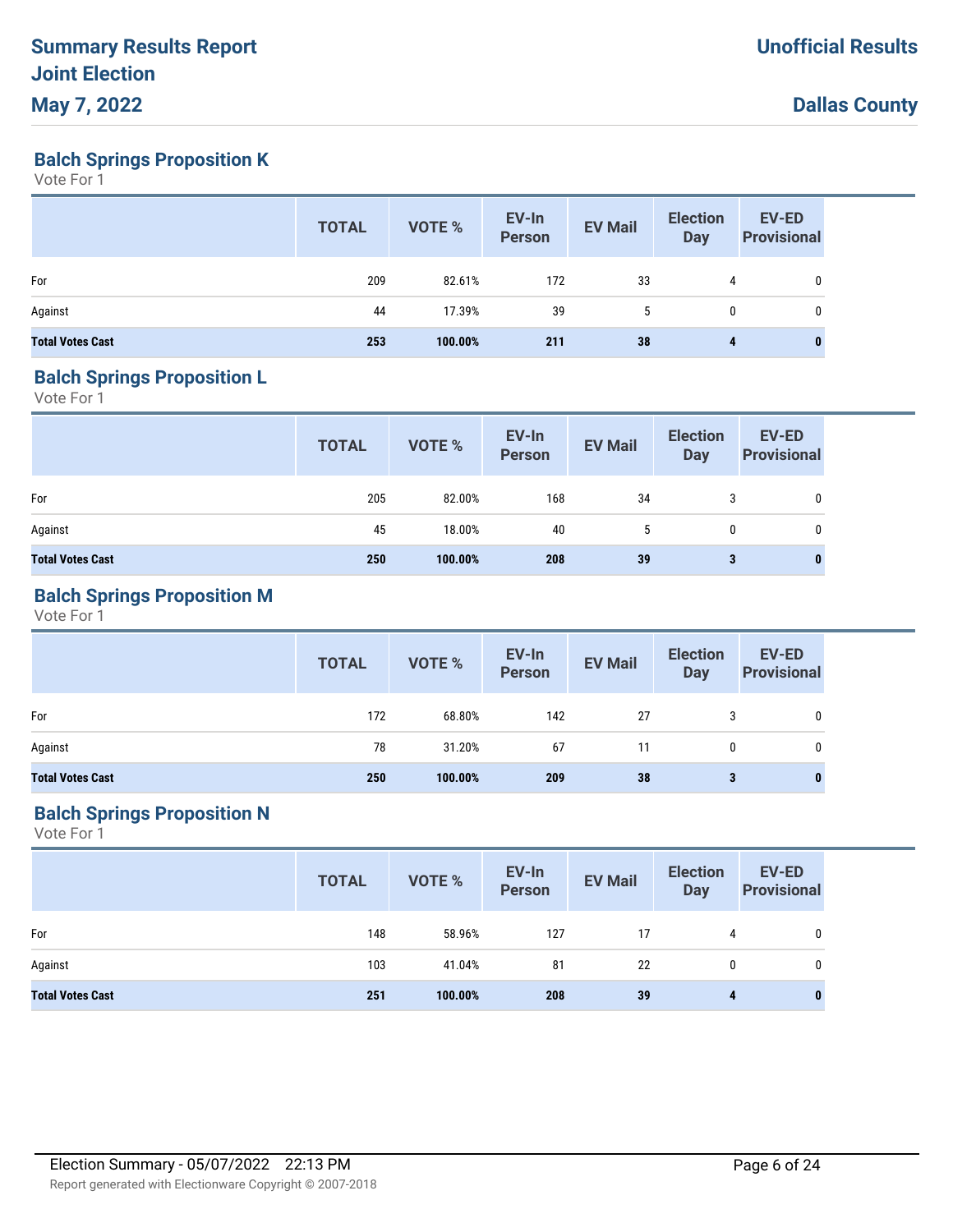## Balch Springs Proposition K

Vote For 1

| | TOTAL | VOTE % | EV-In Person | EV Mail | Election Day | EV-ED Provisional |
|---|---|---|---|---|---|---|
| For | 209 | 82.61% | 172 | 33 | 4 | 0 |
| Against | 44 | 17.39% | 39 | 5 | 0 | 0 |
| **Total Votes Cast** | **253** | **100.00%** | **211** | **38** | **4** | **0** |

## Balch Springs Proposition L

Vote For 1

| | TOTAL | VOTE % | EV-In Person | EV Mail | Election Day | EV-ED Provisional |
|---|---|---|---|---|---|---|
| For | 205 | 82.00% | 168 | 34 | 3 | 0 |
| Against | 45 | 18.00% | 40 | 5 | 0 | 0 |
| **Total Votes Cast** | **250** | **100.00%** | **208** | **39** | **3** | **0** |

## Balch Springs Proposition M

Vote For 1

| | TOTAL | VOTE % | EV-In Person | EV Mail | Election Day | EV-ED Provisional |
|---|---|---|---|---|---|---|
| For | 172 | 68.80% | 142 | 27 | 3 | 0 |
| Against | 78 | 31.20% | 67 | 11 | 0 | 0 |
| **Total Votes Cast** | **250** | **100.00%** | **209** | **38** | **3** | **0** |

## Balch Springs Proposition N

Vote For 1

| | TOTAL | VOTE % | EV-In Person | EV Mail | Election Day | EV-ED Provisional |
|---|---|---|---|---|---|---|
| For | 148 | 58.96% | 127 | 17 | 4 | 0 |
| Against | 103 | 41.04% | 81 | 22 | 0 | 0 |
| **Total Votes Cast** | **251** | **100.00%** | **208** | **39** | **4** | **0** |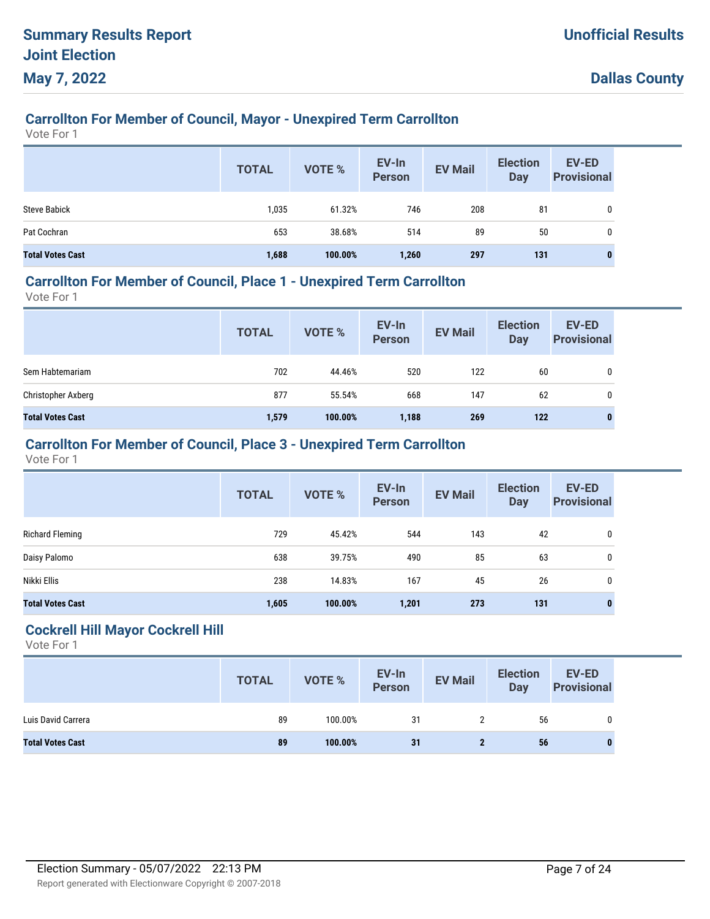# Summary Results Report
# Joint Election
# May 7, 2022

**Unofficial Results**

**Dallas County**

## Carrollton For Member of Council, Mayor - Unexpired Term Carrollton

Vote For 1

| | TOTAL | VOTE % | EV-In Person | EV Mail | Election Day | EV-ED Provisional |
|---|---|---|---|---|---|---|
| Steve Babick | 1,035 | 61.32% | 746 | 208 | 81 | 0 |
| Pat Cochran | 653 | 38.68% | 514 | 89 | 50 | 0 |
| **Total Votes Cast** | **1,688** | **100.00%** | **1,260** | **297** | **131** | **0** |

## Carrollton For Member of Council, Place 1 - Unexpired Term Carrollton

Vote For 1

| | TOTAL | VOTE % | EV-In Person | EV Mail | Election Day | EV-ED Provisional |
|---|---|---|---|---|---|---|
| Sem Habtemariam | 702 | 44.46% | 520 | 122 | 60 | 0 |
| Christopher Axberg | 877 | 55.54% | 668 | 147 | 62 | 0 |
| **Total Votes Cast** | **1,579** | **100.00%** | **1,188** | **269** | **122** | **0** |

## Carrollton For Member of Council, Place 3 - Unexpired Term Carrollton

Vote For 1

| | TOTAL | VOTE % | EV-In Person | EV Mail | Election Day | EV-ED Provisional |
|---|---|---|---|---|---|---|
| Richard Fleming | 729 | 45.42% | 544 | 143 | 42 | 0 |
| Daisy Palomo | 638 | 39.75% | 490 | 85 | 63 | 0 |
| Nikki Ellis | 238 | 14.83% | 167 | 45 | 26 | 0 |
| **Total Votes Cast** | **1,605** | **100.00%** | **1,201** | **273** | **131** | **0** |

## Cockrell Hill Mayor Cockrell Hill

Vote For 1

| | TOTAL | VOTE % | EV-In Person | EV Mail | Election Day | EV-ED Provisional |
|---|---|---|---|---|---|---|
| Luis David Carrera | 89 | 100.00% | 31 | 2 | 56 | 0 |
| **Total Votes Cast** | **89** | **100.00%** | **31** | **2** | **56** | **0** |

Election Summary - 05/07/2022 22:13 PM

Report generated with Electionware Copyright © 2007-2018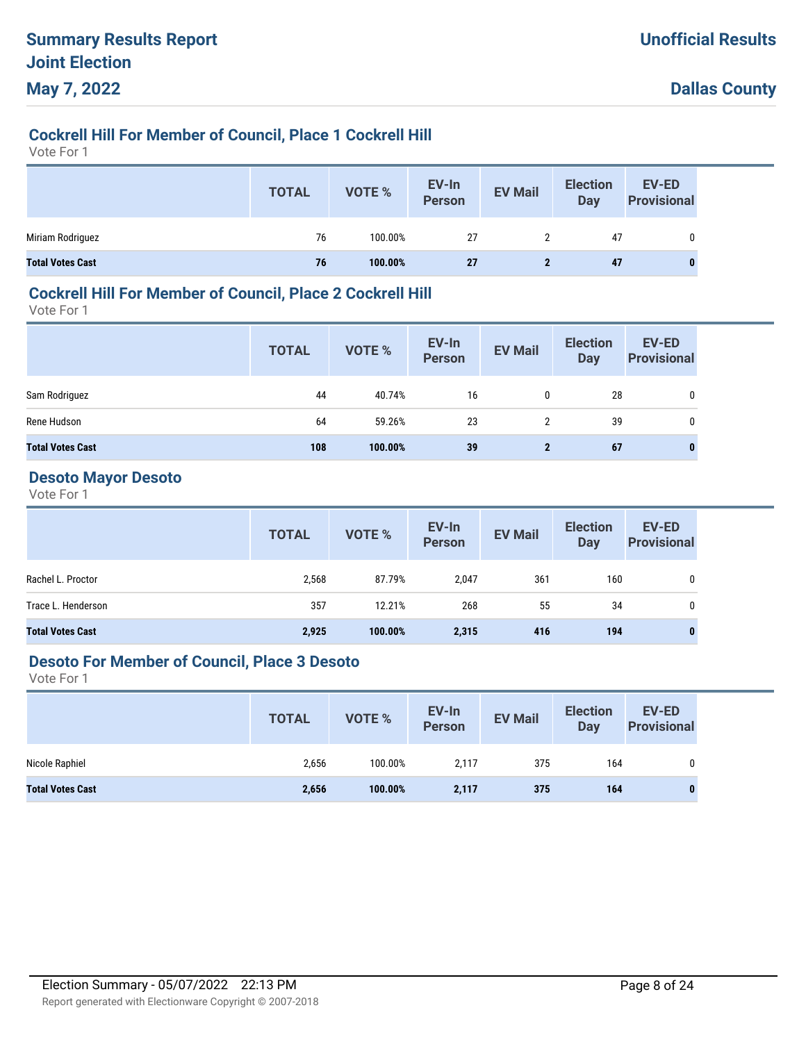# Summary Results Report
# Joint Election
# May 7, 2022

**Unofficial Results**

**Dallas County**

## Cockrell Hill For Member of Council, Place 1 Cockrell Hill

Vote For 1

| | TOTAL | VOTE % | EV-In Person | EV Mail | Election Day | EV-ED Provisional |
|---|---|---|---|---|---|---|
| Miriam Rodriguez | 76 | 100.00% | 27 | 2 | 47 | 0 |
| **Total Votes Cast** | **76** | **100.00%** | **27** | **2** | **47** | **0** |

## Cockrell Hill For Member of Council, Place 2 Cockrell Hill

Vote For 1

| | TOTAL | VOTE % | EV-In Person | EV Mail | Election Day | EV-ED Provisional |
|---|---|---|---|---|---|---|
| Sam Rodriguez | 44 | 40.74% | 16 | 0 | 28 | 0 |
| Rene Hudson | 64 | 59.26% | 23 | 2 | 39 | 0 |
| **Total Votes Cast** | **108** | **100.00%** | **39** | **2** | **67** | **0** |

## Desoto Mayor Desoto

Vote For 1

| | TOTAL | VOTE % | EV-In Person | EV Mail | Election Day | EV-ED Provisional |
|---|---|---|---|---|---|---|
| Rachel L. Proctor | 2,568 | 87.79% | 2,047 | 361 | 160 | 0 |
| Trace L. Henderson | 357 | 12.21% | 268 | 55 | 34 | 0 |
| **Total Votes Cast** | **2,925** | **100.00%** | **2,315** | **416** | **194** | **0** |

## Desoto For Member of Council, Place 3 Desoto

Vote For 1

| | TOTAL | VOTE % | EV-In Person | EV Mail | Election Day | EV-ED Provisional |
|---|---|---|---|---|---|---|
| Nicole Raphiel | 2,656 | 100.00% | 2,117 | 375 | 164 | 0 |
| **Total Votes Cast** | **2,656** | **100.00%** | **2,117** | **375** | **164** | **0** |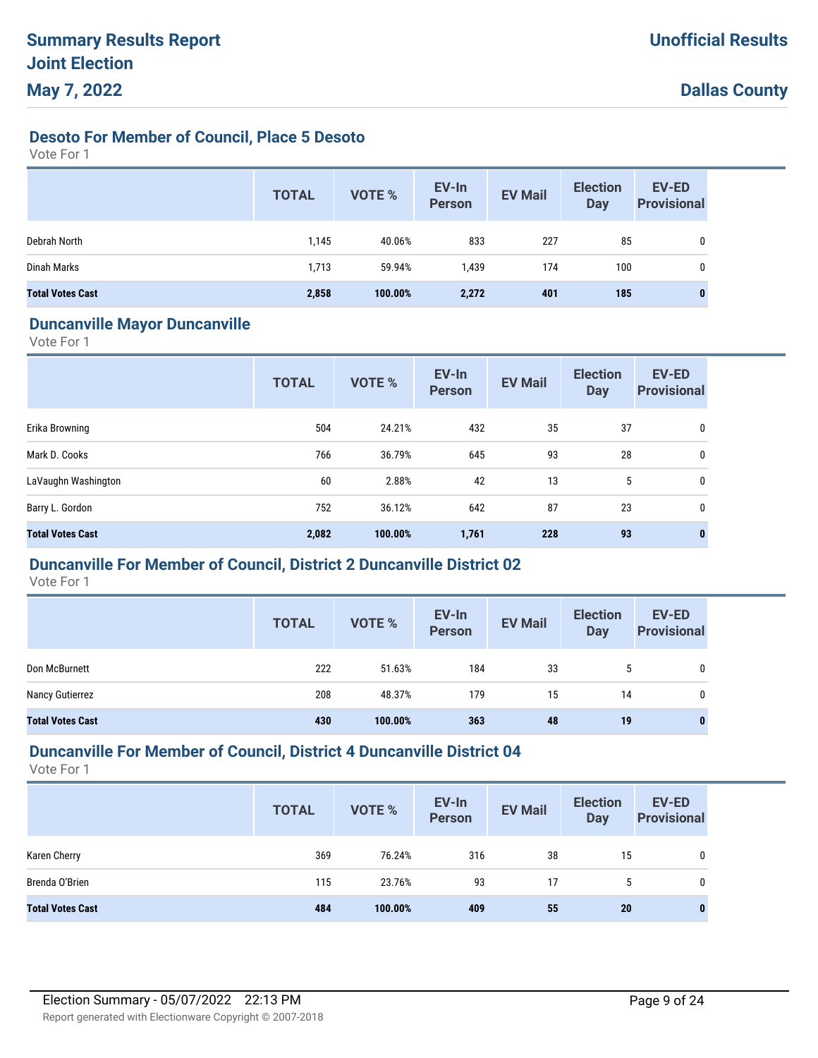# Summary Results Report
# Joint Election
# May 7, 2022

**Unofficial Results**

**Dallas County**

## Desoto For Member of Council, Place 5 Desoto

Vote For 1

| | TOTAL | VOTE % | EV-In Person | EV Mail | Election Day | EV-ED Provisional |
|---|---|---|---|---|---|---|
| Debrah North | 1,145 | 40.06% | 833 | 227 | 85 | 0 |
| Dinah Marks | 1,713 | 59.94% | 1,439 | 174 | 100 | 0 |
| **Total Votes Cast** | **2,858** | **100.00%** | **2,272** | **401** | **185** | **0** |

## Duncanville Mayor Duncanville

Vote For 1

| | TOTAL | VOTE % | EV-In Person | EV Mail | Election Day | EV-ED Provisional |
|---|---|---|---|---|---|---|
| Erika Browning | 504 | 24.21% | 432 | 35 | 37 | 0 |
| Mark D. Cooks | 766 | 36.79% | 645 | 93 | 28 | 0 |
| LaVaughn Washington | 60 | 2.88% | 42 | 13 | 5 | 0 |
| Barry L. Gordon | 752 | 36.12% | 642 | 87 | 23 | 0 |
| **Total Votes Cast** | **2,082** | **100.00%** | **1,761** | **228** | **93** | **0** |

## Duncanville For Member of Council, District 2 Duncanville District 02

Vote For 1

| | TOTAL | VOTE % | EV-In Person | EV Mail | Election Day | EV-ED Provisional |
|---|---|---|---|---|---|---|
| Don McBurnett | 222 | 51.63% | 184 | 33 | 5 | 0 |
| Nancy Gutierrez | 208 | 48.37% | 179 | 15 | 14 | 0 |
| **Total Votes Cast** | **430** | **100.00%** | **363** | **48** | **19** | **0** |

## Duncanville For Member of Council, District 4 Duncanville District 04

Vote For 1

| | TOTAL | VOTE % | EV-In Person | EV Mail | Election Day | EV-ED Provisional |
|---|---|---|---|---|---|---|
| Karen Cherry | 369 | 76.24% | 316 | 38 | 15 | 0 |
| Brenda O'Brien | 115 | 23.76% | 93 | 17 | 5 | 0 |
| **Total Votes Cast** | **484** | **100.00%** | **409** | **55** | **20** | **0** |

Election Summary - 05/07/2022 22:13 PM

Report generated with Electionware Copyright © 2007-2018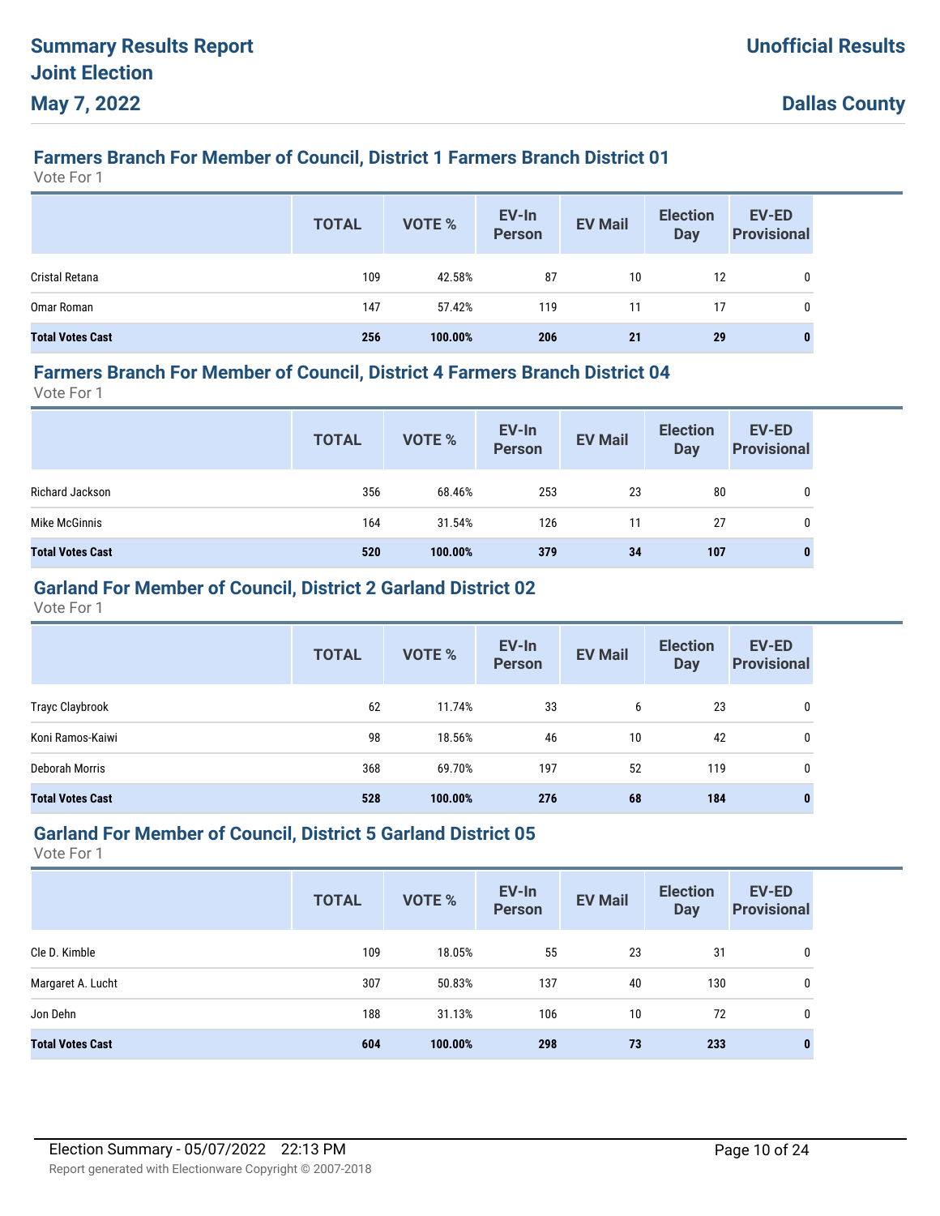# Summary Results Report
# Joint Election
# May 7, 2022

**Unofficial Results**

**Dallas County**

## Farmers Branch For Member of Council, District 1 Farmers Branch District 01

Vote For 1

| | TOTAL | VOTE % | EV-In Person | EV Mail | Election Day | EV-ED Provisional |
|---|---|---|---|---|---|---|
| Cristal Retana | 109 | 42.58% | 87 | 10 | 12 | 0 |
| Omar Roman | 147 | 57.42% | 119 | 11 | 17 | 0 |
| **Total Votes Cast** | **256** | **100.00%** | **206** | **21** | **29** | **0** |

## Farmers Branch For Member of Council, District 4 Farmers Branch District 04

Vote For 1

| | TOTAL | VOTE % | EV-In Person | EV Mail | Election Day | EV-ED Provisional |
|---|---|---|---|---|---|---|
| Richard Jackson | 356 | 68.46% | 253 | 23 | 80 | 0 |
| Mike McGinnis | 164 | 31.54% | 126 | 11 | 27 | 0 |
| **Total Votes Cast** | **520** | **100.00%** | **379** | **34** | **107** | **0** |

## Garland For Member of Council, District 2 Garland District 02

Vote For 1

| | TOTAL | VOTE % | EV-In Person | EV Mail | Election Day | EV-ED Provisional |
|---|---|---|---|---|---|---|
| Trayc Claybrook | 62 | 11.74% | 33 | 6 | 23 | 0 |
| Koni Ramos-Kaiwi | 98 | 18.56% | 46 | 10 | 42 | 0 |
| Deborah Morris | 368 | 69.70% | 197 | 52 | 119 | 0 |
| **Total Votes Cast** | **528** | **100.00%** | **276** | **68** | **184** | **0** |

## Garland For Member of Council, District 5 Garland District 05

Vote For 1

| | TOTAL | VOTE % | EV-In Person | EV Mail | Election Day | EV-ED Provisional |
|---|---|---|---|---|---|---|
| Cle D. Kimble | 109 | 18.05% | 55 | 23 | 31 | 0 |
| Margaret A. Lucht | 307 | 50.83% | 137 | 40 | 130 | 0 |
| Jon Dehn | 188 | 31.13% | 106 | 10 | 72 | 0 |
| **Total Votes Cast** | **604** | **100.00%** | **298** | **73** | **233** | **0** |

Election Summary - 05/07/2022 22:13 PM

Report generated with Electionware Copyright © 2007-2018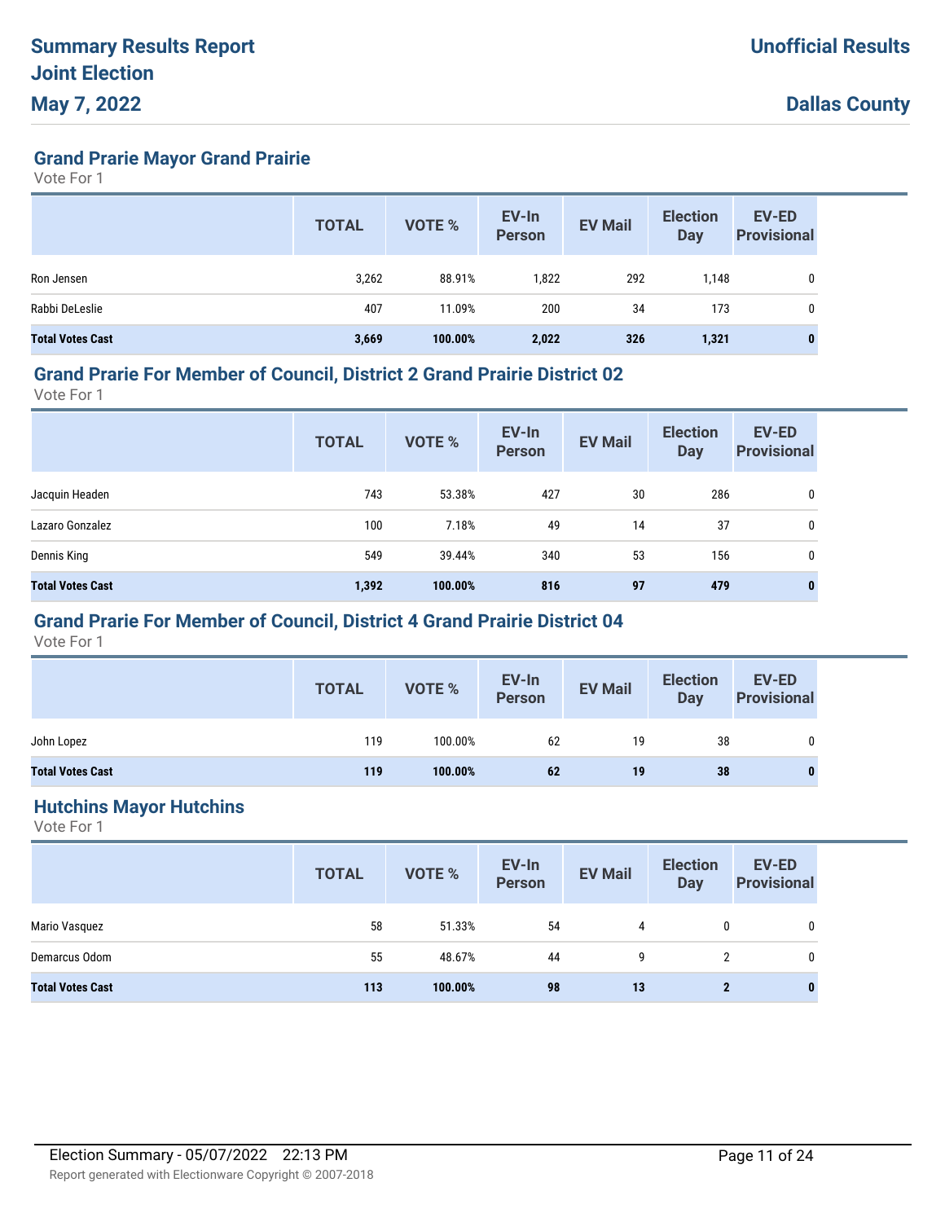# Summary Results Report
# Joint Election
# May 7, 2022

**Unofficial Results**

**Dallas County**

## Grand Prarie Mayor Grand Prairie

Vote For 1

| | TOTAL | VOTE % | EV-In Person | EV Mail | Election Day | EV-ED Provisional |
|---|---|---|---|---|---|---|
| Ron Jensen | 3,262 | 88.91% | 1,822 | 292 | 1,148 | 0 |
| Rabbi DeLeslie | 407 | 11.09% | 200 | 34 | 173 | 0 |
| **Total Votes Cast** | **3,669** | **100.00%** | **2,022** | **326** | **1,321** | **0** |

## Grand Prarie For Member of Council, District 2 Grand Prairie District 02

Vote For 1

| | TOTAL | VOTE % | EV-In Person | EV Mail | Election Day | EV-ED Provisional |
|---|---|---|---|---|---|---|
| Jacquin Headen | 743 | 53.38% | 427 | 30 | 286 | 0 |
| Lazaro Gonzalez | 100 | 7.18% | 49 | 14 | 37 | 0 |
| Dennis King | 549 | 39.44% | 340 | 53 | 156 | 0 |
| **Total Votes Cast** | **1,392** | **100.00%** | **816** | **97** | **479** | **0** |

## Grand Prarie For Member of Council, District 4 Grand Prairie District 04

Vote For 1

| | TOTAL | VOTE % | EV-In Person | EV Mail | Election Day | EV-ED Provisional |
|---|---|---|---|---|---|---|
| John Lopez | 119 | 100.00% | 62 | 19 | 38 | 0 |
| **Total Votes Cast** | **119** | **100.00%** | **62** | **19** | **38** | **0** |

## Hutchins Mayor Hutchins

Vote For 1

| | TOTAL | VOTE % | EV-In Person | EV Mail | Election Day | EV-ED Provisional |
|---|---|---|---|---|---|---|
| Mario Vasquez | 58 | 51.33% | 54 | 4 | 0 | 0 |
| Demarcus Odom | 55 | 48.67% | 44 | 9 | 2 | 0 |
| **Total Votes Cast** | **113** | **100.00%** | **98** | **13** | **2** | **0** |

Election Summary - 05/07/2022 22:13 PM

Report generated with Electionware Copyright © 2007-2018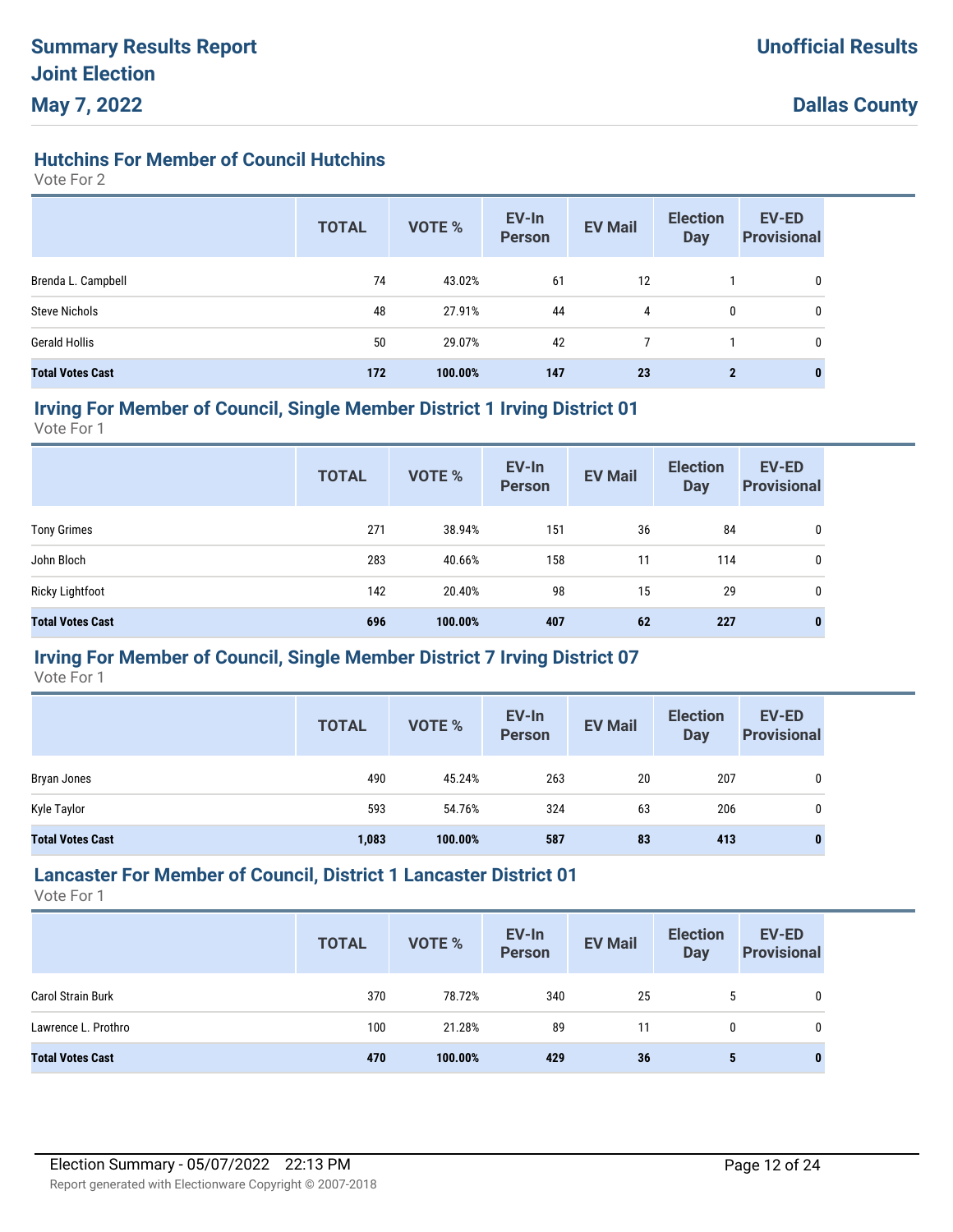## Hutchins For Member of Council Hutchins

Vote For 2

| | TOTAL | VOTE % | EV-In Person | EV Mail | Election Day | EV-ED Provisional |
|---|---|---|---|---|---|---|
| Brenda L. Campbell | 74 | 43.02% | 61 | 12 | 1 | 0 |
| Steve Nichols | 48 | 27.91% | 44 | 4 | 0 | 0 |
| Gerald Hollis | 50 | 29.07% | 42 | 7 | 1 | 0 |
| **Total Votes Cast** | **172** | **100.00%** | **147** | **23** | **2** | **0** |

## Irving For Member of Council, Single Member District 1 Irving District 01

Vote For 1

| | TOTAL | VOTE % | EV-In Person | EV Mail | Election Day | EV-ED Provisional |
|---|---|---|---|---|---|---|
| Tony Grimes | 271 | 38.94% | 151 | 36 | 84 | 0 |
| John Bloch | 283 | 40.66% | 158 | 11 | 114 | 0 |
| Ricky Lightfoot | 142 | 20.40% | 98 | 15 | 29 | 0 |
| **Total Votes Cast** | **696** | **100.00%** | **407** | **62** | **227** | **0** |

## Irving For Member of Council, Single Member District 7 Irving District 07

Vote For 1

| | TOTAL | VOTE % | EV-In Person | EV Mail | Election Day | EV-ED Provisional |
|---|---|---|---|---|---|---|
| Bryan Jones | 490 | 45.24% | 263 | 20 | 207 | 0 |
| Kyle Taylor | 593 | 54.76% | 324 | 63 | 206 | 0 |
| **Total Votes Cast** | **1,083** | **100.00%** | **587** | **83** | **413** | **0** |

## Lancaster For Member of Council, District 1 Lancaster District 01

Vote For 1

| | TOTAL | VOTE % | EV-In Person | EV Mail | Election Day | EV-ED Provisional |
|---|---|---|---|---|---|---|
| Carol Strain Burk | 370 | 78.72% | 340 | 25 | 5 | 0 |
| Lawrence L. Prothro | 100 | 21.28% | 89 | 11 | 0 | 0 |
| **Total Votes Cast** | **470** | **100.00%** | **429** | **36** | **5** | **0** |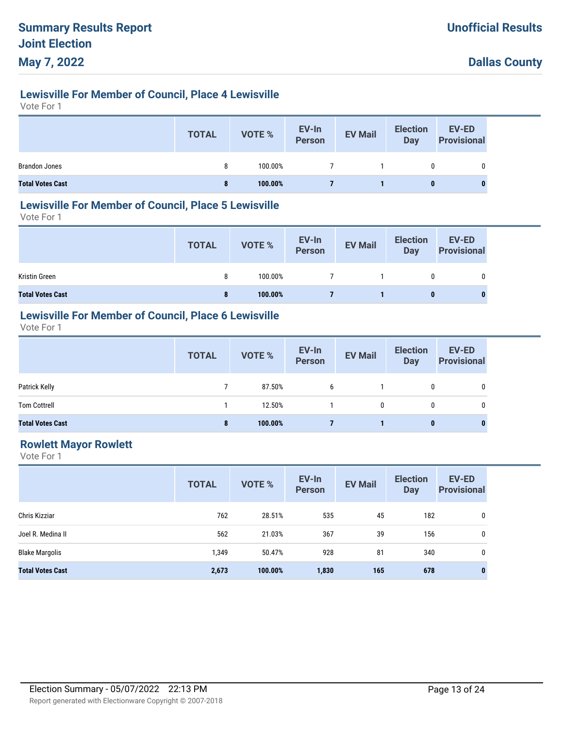## Lewisville For Member of Council, Place 4 Lewisville

Vote For 1

| | TOTAL | VOTE % | EV-In Person | EV Mail | Election Day | EV-ED Provisional |
|---|---|---|---|---|---|---|
| Brandon Jones | 8 | 100.00% | 7 | 1 | 0 | 0 |
| **Total Votes Cast** | **8** | **100.00%** | **7** | **1** | **0** | **0** |

## Lewisville For Member of Council, Place 5 Lewisville

Vote For 1

| | TOTAL | VOTE % | EV-In Person | EV Mail | Election Day | EV-ED Provisional |
|---|---|---|---|---|---|---|
| Kristin Green | 8 | 100.00% | 7 | 1 | 0 | 0 |
| **Total Votes Cast** | **8** | **100.00%** | **7** | **1** | **0** | **0** |

## Lewisville For Member of Council, Place 6 Lewisville

Vote For 1

| | TOTAL | VOTE % | EV-In Person | EV Mail | Election Day | EV-ED Provisional |
|---|---|---|---|---|---|---|
| Patrick Kelly | 7 | 87.50% | 6 | 1 | 0 | 0 |
| Tom Cottrell | 1 | 12.50% | 1 | 0 | 0 | 0 |
| **Total Votes Cast** | **8** | **100.00%** | **7** | **1** | **0** | **0** |

## Rowlett Mayor Rowlett

Vote For 1

| | TOTAL | VOTE % | EV-In Person | EV Mail | Election Day | EV-ED Provisional |
|---|---|---|---|---|---|---|
| Chris Kizziar | 762 | 28.51% | 535 | 45 | 182 | 0 |
| Joel R. Medina II | 562 | 21.03% | 367 | 39 | 156 | 0 |
| Blake Margolis | 1,349 | 50.47% | 928 | 81 | 340 | 0 |
| **Total Votes Cast** | **2,673** | **100.00%** | **1,830** | **165** | **678** | **0** |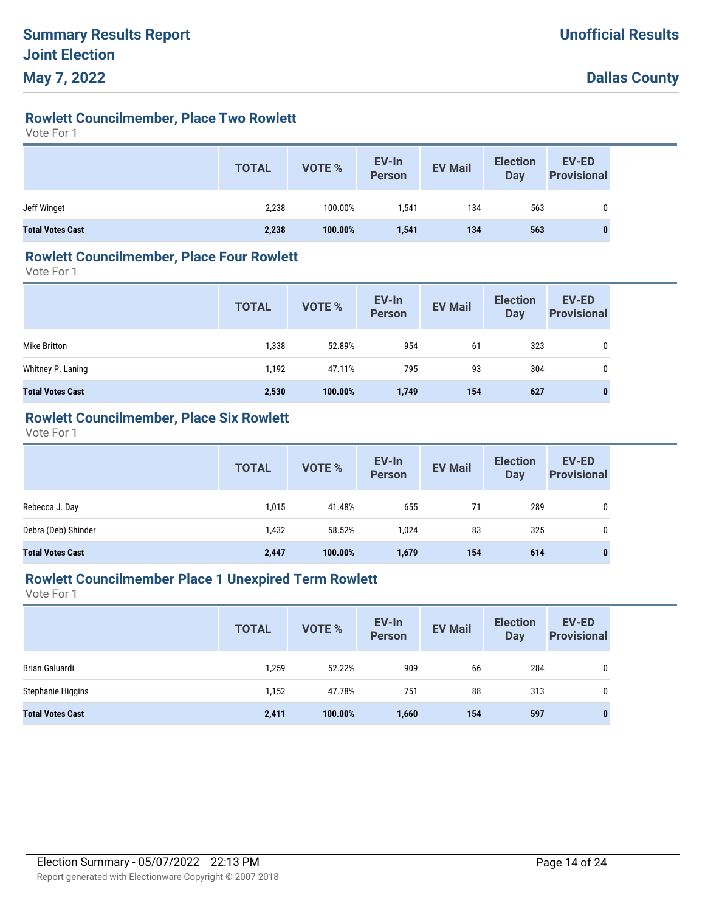# Summary Results Report
# Joint Election
# May 7, 2022

**Unofficial Results**

**Dallas County**

## Rowlett Councilmember, Place Two Rowlett

Vote For 1

| | TOTAL | VOTE % | EV-In Person | EV Mail | Election Day | EV-ED Provisional |
|---|---|---|---|---|---|---|
| Jeff Winget | 2,238 | 100.00% | 1,541 | 134 | 563 | 0 |
| **Total Votes Cast** | **2,238** | **100.00%** | **1,541** | **134** | **563** | **0** |

## Rowlett Councilmember, Place Four Rowlett

Vote For 1

| | TOTAL | VOTE % | EV-In Person | EV Mail | Election Day | EV-ED Provisional |
|---|---|---|---|---|---|---|
| Mike Britton | 1,338 | 52.89% | 954 | 61 | 323 | 0 |
| Whitney P. Laning | 1,192 | 47.11% | 795 | 93 | 304 | 0 |
| **Total Votes Cast** | **2,530** | **100.00%** | **1,749** | **154** | **627** | **0** |

## Rowlett Councilmember, Place Six Rowlett

Vote For 1

| | TOTAL | VOTE % | EV-In Person | EV Mail | Election Day | EV-ED Provisional |
|---|---|---|---|---|---|---|
| Rebecca J. Day | 1,015 | 41.48% | 655 | 71 | 289 | 0 |
| Debra (Deb) Shinder | 1,432 | 58.52% | 1,024 | 83 | 325 | 0 |
| **Total Votes Cast** | **2,447** | **100.00%** | **1,679** | **154** | **614** | **0** |

## Rowlett Councilmember Place 1 Unexpired Term Rowlett

Vote For 1

| | TOTAL | VOTE % | EV-In Person | EV Mail | Election Day | EV-ED Provisional |
|---|---|---|---|---|---|---|
| Brian Galuardi | 1,259 | 52.22% | 909 | 66 | 284 | 0 |
| Stephanie Higgins | 1,152 | 47.78% | 751 | 88 | 313 | 0 |
| **Total Votes Cast** | **2,411** | **100.00%** | **1,660** | **154** | **597** | **0** |

Election Summary - 05/07/2022 22:13 PM

Report generated with Electionware Copyright © 2007-2018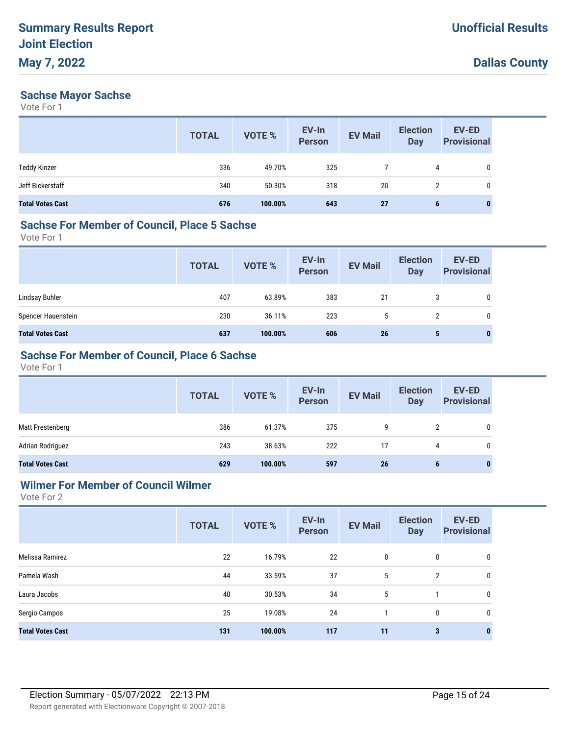# Summary Results Report
# Joint Election
# May 7, 2022

**Unofficial Results**

**Dallas County**

## Sachse Mayor Sachse

Vote For 1

| | TOTAL | VOTE % | EV-In Person | EV Mail | Election Day | EV-ED Provisional |
|---|---|---|---|---|---|---|
| Teddy Kinzer | 336 | 49.70% | 325 | 7 | 4 | 0 |
| Jeff Bickerstaff | 340 | 50.30% | 318 | 20 | 2 | 0 |
| **Total Votes Cast** | **676** | **100.00%** | **643** | **27** | **6** | **0** |

## Sachse For Member of Council, Place 5 Sachse

Vote For 1

| | TOTAL | VOTE % | EV-In Person | EV Mail | Election Day | EV-ED Provisional |
|---|---|---|---|---|---|---|
| Lindsay Buhler | 407 | 63.89% | 383 | 21 | 3 | 0 |
| Spencer Hauenstein | 230 | 36.11% | 223 | 5 | 2 | 0 |
| **Total Votes Cast** | **637** | **100.00%** | **606** | **26** | **5** | **0** |

## Sachse For Member of Council, Place 6 Sachse

Vote For 1

| | TOTAL | VOTE % | EV-In Person | EV Mail | Election Day | EV-ED Provisional |
|---|---|---|---|---|---|---|
| Matt Prestenberg | 386 | 61.37% | 375 | 9 | 2 | 0 |
| Adrian Rodriguez | 243 | 38.63% | 222 | 17 | 4 | 0 |
| **Total Votes Cast** | **629** | **100.00%** | **597** | **26** | **6** | **0** |

## Wilmer For Member of Council Wilmer

Vote For 2

| | TOTAL | VOTE % | EV-In Person | EV Mail | Election Day | EV-ED Provisional |
|---|---|---|---|---|---|---|
| Melissa Ramirez | 22 | 16.79% | 22 | 0 | 0 | 0 |
| Pamela Wash | 44 | 33.59% | 37 | 5 | 2 | 0 |
| Laura Jacobs | 40 | 30.53% | 34 | 5 | 1 | 0 |
| Sergio Campos | 25 | 19.08% | 24 | 1 | 0 | 0 |
| **Total Votes Cast** | **131** | **100.00%** | **117** | **11** | **3** | **0** |

Election Summary - 05/07/2022 22:13 PM

Report generated with Electionware Copyright © 2007-2018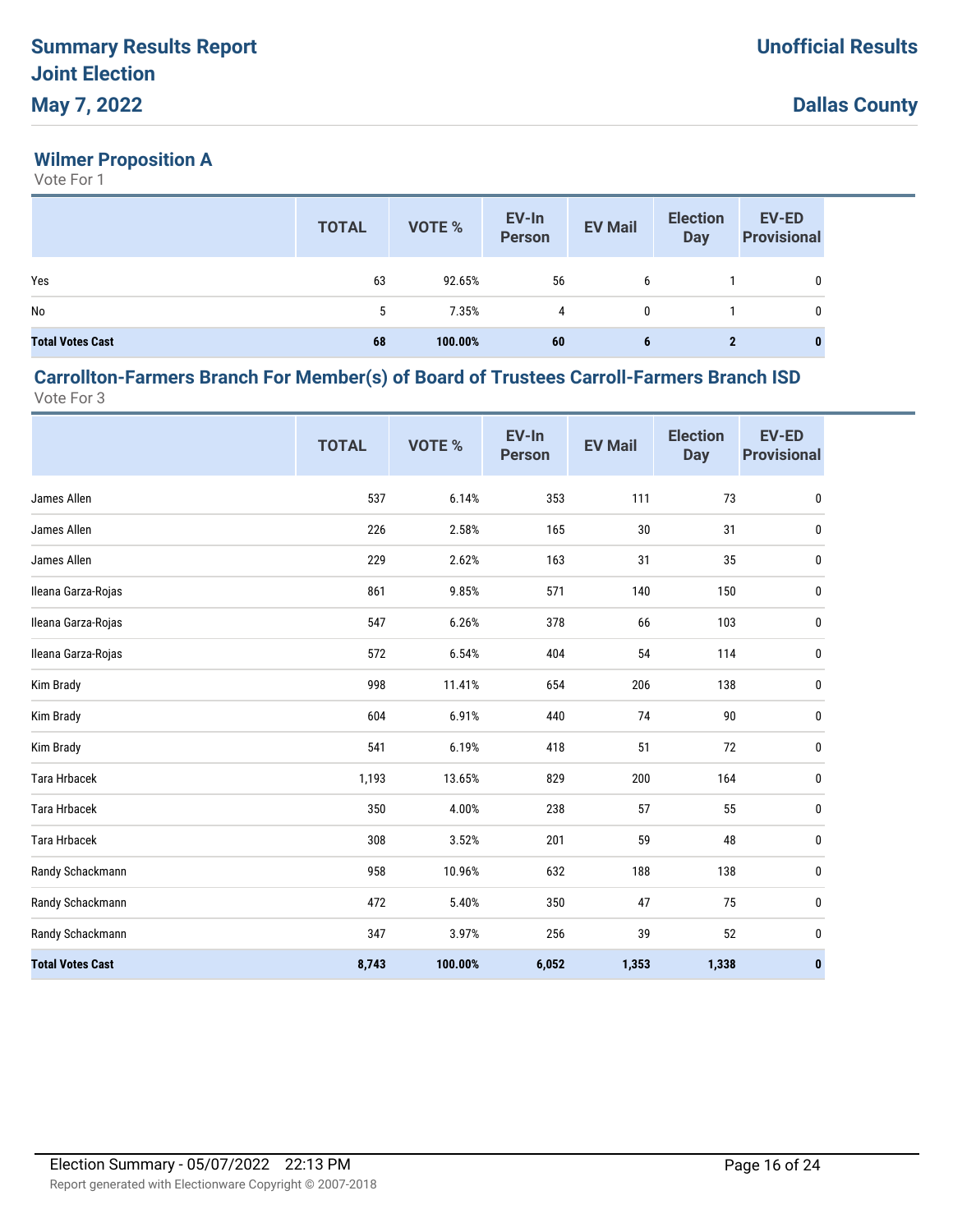# Summary Results Report
# Joint Election
# May 7, 2022

**Unofficial Results**

**Dallas County**

## Wilmer Proposition A

Vote For 1

| | TOTAL | VOTE % | EV-In Person | EV Mail | Election Day | EV-ED Provisional |
|---|---|---|---|---|---|---|
| Yes | 63 | 92.65% | 56 | 6 | 1 | 0 |
| No | 5 | 7.35% | 4 | 0 | 1 | 0 |
| **Total Votes Cast** | **68** | **100.00%** | **60** | **6** | **2** | **0** |

## Carrollton-Farmers Branch For Member(s) of Board of Trustees Carroll-Farmers Branch ISD

Vote For 3

| | TOTAL | VOTE % | EV-In Person | EV Mail | Election Day | EV-ED Provisional |
|---|---|---|---|---|---|---|
| James Allen | 537 | 6.14% | 353 | 111 | 73 | 0 |
| James Allen | 226 | 2.58% | 165 | 30 | 31 | 0 |
| James Allen | 229 | 2.62% | 163 | 31 | 35 | 0 |
| Ileana Garza-Rojas | 861 | 9.85% | 571 | 140 | 150 | 0 |
| Ileana Garza-Rojas | 547 | 6.26% | 378 | 66 | 103 | 0 |
| Ileana Garza-Rojas | 572 | 6.54% | 404 | 54 | 114 | 0 |
| Kim Brady | 998 | 11.41% | 654 | 206 | 138 | 0 |
| Kim Brady | 604 | 6.91% | 440 | 74 | 90 | 0 |
| Kim Brady | 541 | 6.19% | 418 | 51 | 72 | 0 |
| Tara Hrbacek | 1,193 | 13.65% | 829 | 200 | 164 | 0 |
| Tara Hrbacek | 350 | 4.00% | 238 | 57 | 55 | 0 |
| Tara Hrbacek | 308 | 3.52% | 201 | 59 | 48 | 0 |
| Randy Schackmann | 958 | 10.96% | 632 | 188 | 138 | 0 |
| Randy Schackmann | 472 | 5.40% | 350 | 47 | 75 | 0 |
| Randy Schackmann | 347 | 3.97% | 256 | 39 | 52 | 0 |
| **Total Votes Cast** | **8,743** | **100.00%** | **6,052** | **1,353** | **1,338** | **0** |

Election Summary - 05/07/2022 22:13 PM

Report generated with Electionware Copyright © 2007-2018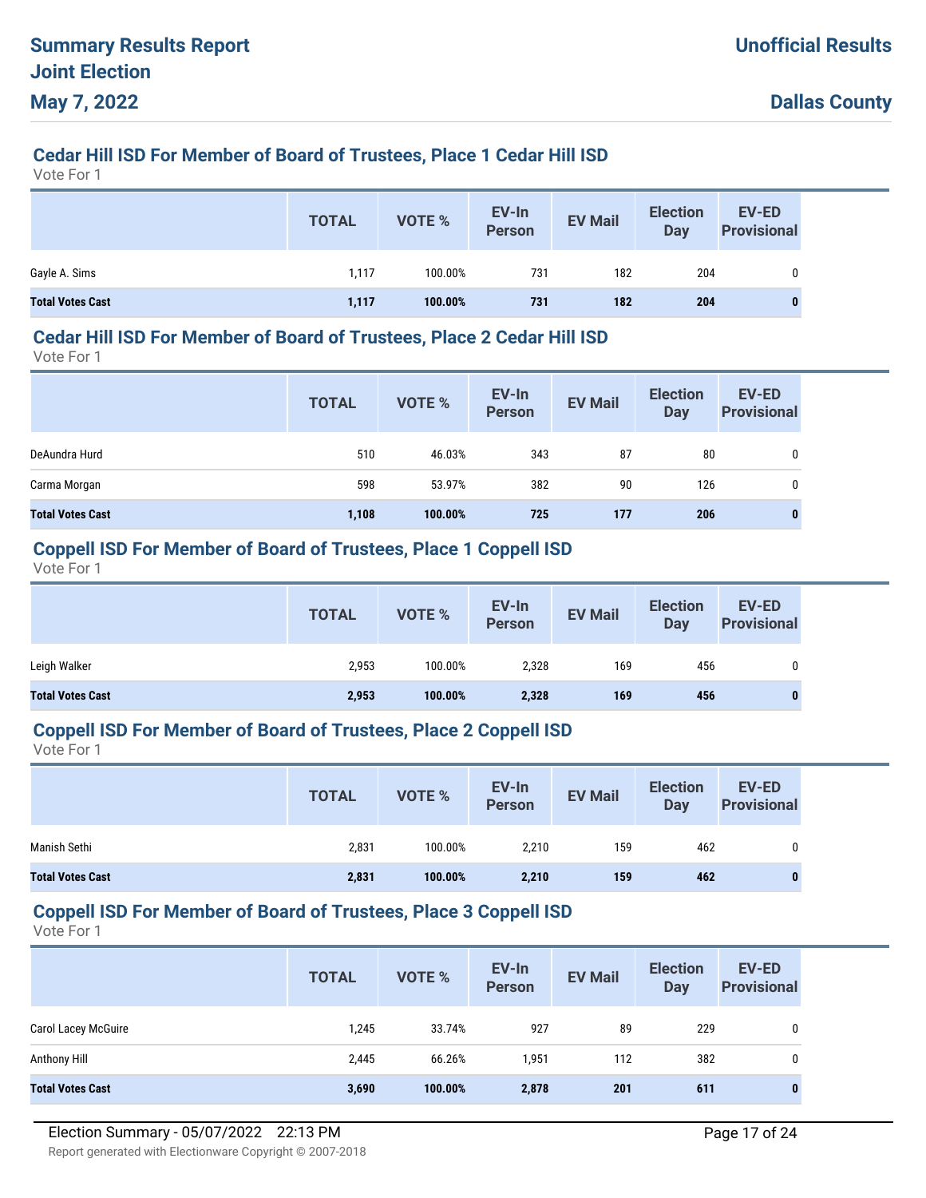# Summary Results Report
# Joint Election
# May 7, 2022

**Unofficial Results**

**Dallas County**

## Cedar Hill ISD For Member of Board of Trustees, Place 1 Cedar Hill ISD

Vote For 1

| | TOTAL | VOTE % | EV-In Person | EV Mail | Election Day | EV-ED Provisional |
|---|---|---|---|---|---|---|
| Gayle A. Sims | 1,117 | 100.00% | 731 | 182 | 204 | 0 |
| **Total Votes Cast** | **1,117** | **100.00%** | **731** | **182** | **204** | **0** |

## Cedar Hill ISD For Member of Board of Trustees, Place 2 Cedar Hill ISD

Vote For 1

| | TOTAL | VOTE % | EV-In Person | EV Mail | Election Day | EV-ED Provisional |
|---|---|---|---|---|---|---|
| DeAundra Hurd | 510 | 46.03% | 343 | 87 | 80 | 0 |
| Carma Morgan | 598 | 53.97% | 382 | 90 | 126 | 0 |
| **Total Votes Cast** | **1,108** | **100.00%** | **725** | **177** | **206** | **0** |

## Coppell ISD For Member of Board of Trustees, Place 1 Coppell ISD

Vote For 1

| | TOTAL | VOTE % | EV-In Person | EV Mail | Election Day | EV-ED Provisional |
|---|---|---|---|---|---|---|
| Leigh Walker | 2,953 | 100.00% | 2,328 | 169 | 456 | 0 |
| **Total Votes Cast** | **2,953** | **100.00%** | **2,328** | **169** | **456** | **0** |

## Coppell ISD For Member of Board of Trustees, Place 2 Coppell ISD

Vote For 1

| | TOTAL | VOTE % | EV-In Person | EV Mail | Election Day | EV-ED Provisional |
|---|---|---|---|---|---|---|
| Manish Sethi | 2,831 | 100.00% | 2,210 | 159 | 462 | 0 |
| **Total Votes Cast** | **2,831** | **100.00%** | **2,210** | **159** | **462** | **0** |

## Coppell ISD For Member of Board of Trustees, Place 3 Coppell ISD

Vote For 1

| | TOTAL | VOTE % | EV-In Person | EV Mail | Election Day | EV-ED Provisional |
|---|---|---|---|---|---|---|
| Carol Lacey McGuire | 1,245 | 33.74% | 927 | 89 | 229 | 0 |
| Anthony Hill | 2,445 | 66.26% | 1,951 | 112 | 382 | 0 |
| **Total Votes Cast** | **3,690** | **100.00%** | **2,878** | **201** | **611** | **0** |

Election Summary - 05/07/2022 22:13 PM

Report generated with Electionware Copyright © 2007-2018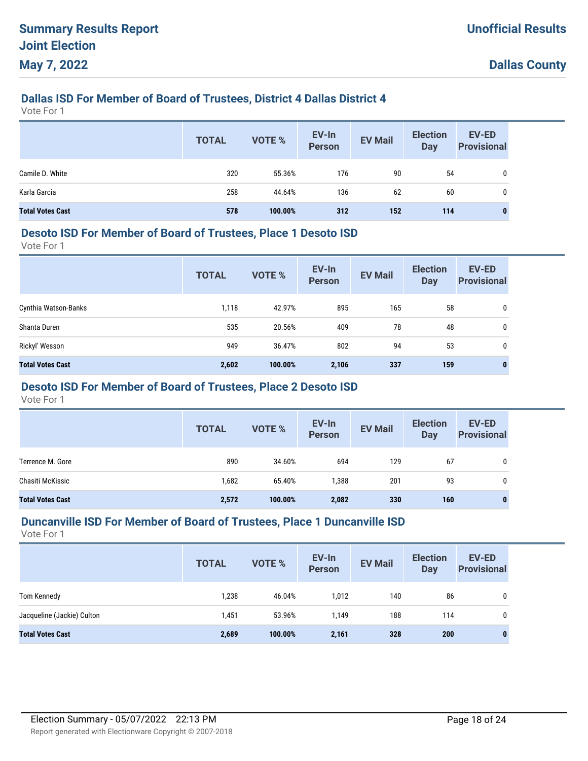# Summary Results Report
# Joint Election
# May 7, 2022

**Unofficial Results**

**Dallas County**

## Dallas ISD For Member of Board of Trustees, District 4 Dallas District 4

Vote For 1

| | TOTAL | VOTE % | EV-In Person | EV Mail | Election Day | EV-ED Provisional |
|---|---|---|---|---|---|---|
| Camile D. White | 320 | 55.36% | 176 | 90 | 54 | 0 |
| Karla Garcia | 258 | 44.64% | 136 | 62 | 60 | 0 |
| **Total Votes Cast** | **578** | **100.00%** | **312** | **152** | **114** | **0** |

## Desoto ISD For Member of Board of Trustees, Place 1 Desoto ISD

Vote For 1

| | TOTAL | VOTE % | EV-In Person | EV Mail | Election Day | EV-ED Provisional |
|---|---|---|---|---|---|---|
| Cynthia Watson-Banks | 1,118 | 42.97% | 895 | 165 | 58 | 0 |
| Shanta Duren | 535 | 20.56% | 409 | 78 | 48 | 0 |
| Rickyl' Wesson | 949 | 36.47% | 802 | 94 | 53 | 0 |
| **Total Votes Cast** | **2,602** | **100.00%** | **2,106** | **337** | **159** | **0** |

## Desoto ISD For Member of Board of Trustees, Place 2 Desoto ISD

Vote For 1

| | TOTAL | VOTE % | EV-In Person | EV Mail | Election Day | EV-ED Provisional |
|---|---|---|---|---|---|---|
| Terrence M. Gore | 890 | 34.60% | 694 | 129 | 67 | 0 |
| Chasiti McKissic | 1,682 | 65.40% | 1,388 | 201 | 93 | 0 |
| **Total Votes Cast** | **2,572** | **100.00%** | **2,082** | **330** | **160** | **0** |

## Duncanville ISD For Member of Board of Trustees, Place 1 Duncanville ISD

Vote For 1

| | TOTAL | VOTE % | EV-In Person | EV Mail | Election Day | EV-ED Provisional |
|---|---|---|---|---|---|---|
| Tom Kennedy | 1,238 | 46.04% | 1,012 | 140 | 86 | 0 |
| Jacqueline (Jackie) Culton | 1,451 | 53.96% | 1,149 | 188 | 114 | 0 |
| **Total Votes Cast** | **2,689** | **100.00%** | **2,161** | **328** | **200** | **0** |

Election Summary - 05/07/2022 22:13 PM

Report generated with Electionware Copyright © 2007-2018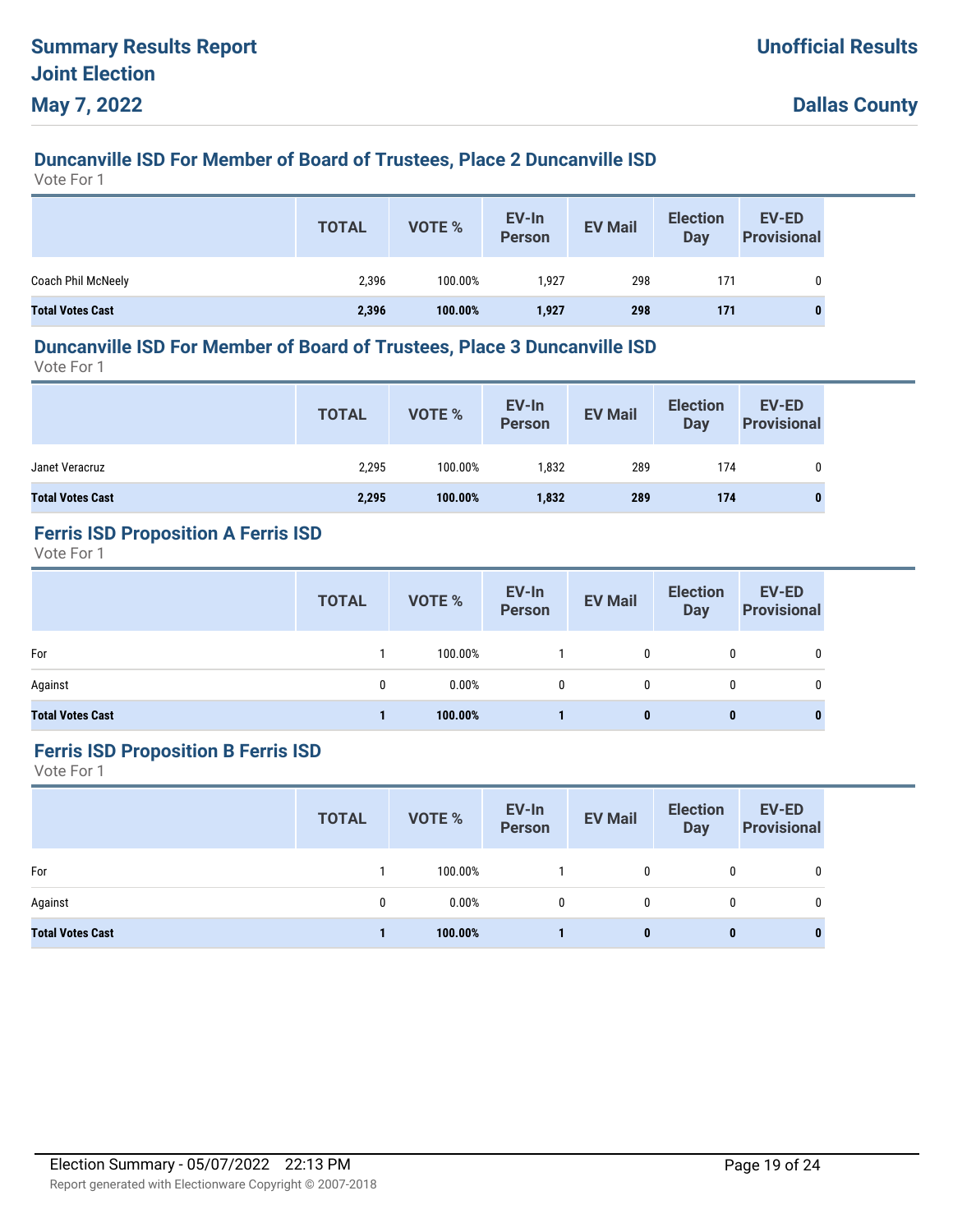# Summary Results Report
## Joint Election
## May 7, 2022

**Unofficial Results**

**Dallas County**

### Duncanville ISD For Member of Board of Trustees, Place 2 Duncanville ISD

Vote For 1

| | TOTAL | VOTE % | EV-In Person | EV Mail | Election Day | EV-ED Provisional |
|---|---|---|---|---|---|---|
| Coach Phil McNeely | 2,396 | 100.00% | 1,927 | 298 | 171 | 0 |
| **Total Votes Cast** | **2,396** | **100.00%** | **1,927** | **298** | **171** | **0** |

### Duncanville ISD For Member of Board of Trustees, Place 3 Duncanville ISD

Vote For 1

| | TOTAL | VOTE % | EV-In Person | EV Mail | Election Day | EV-ED Provisional |
|---|---|---|---|---|---|---|
| Janet Veracruz | 2,295 | 100.00% | 1,832 | 289 | 174 | 0 |
| **Total Votes Cast** | **2,295** | **100.00%** | **1,832** | **289** | **174** | **0** |

### Ferris ISD Proposition A Ferris ISD

Vote For 1

| | TOTAL | VOTE % | EV-In Person | EV Mail | Election Day | EV-ED Provisional |
|---|---|---|---|---|---|---|
| For | 1 | 100.00% | 1 | 0 | 0 | 0 |
| Against | 0 | 0.00% | 0 | 0 | 0 | 0 |
| **Total Votes Cast** | **1** | **100.00%** | **1** | **0** | **0** | **0** |

### Ferris ISD Proposition B Ferris ISD

Vote For 1

| | TOTAL | VOTE % | EV-In Person | EV Mail | Election Day | EV-ED Provisional |
|---|---|---|---|---|---|---|
| For | 1 | 100.00% | 1 | 0 | 0 | 0 |
| Against | 0 | 0.00% | 0 | 0 | 0 | 0 |
| **Total Votes Cast** | **1** | **100.00%** | **1** | **0** | **0** | **0** |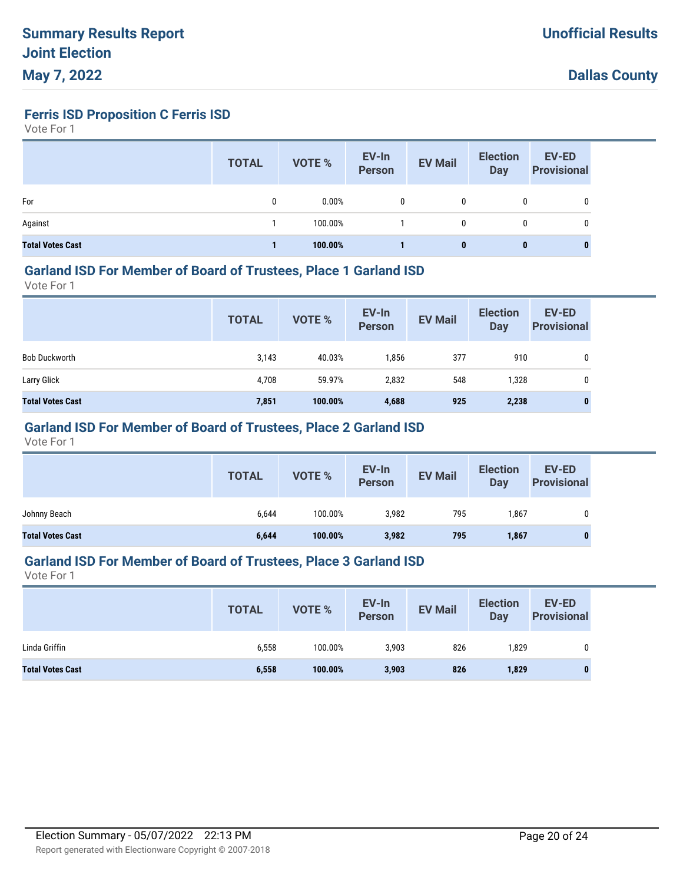# Summary Results Report
## Joint Election
## May 7, 2022

**Unofficial Results**

**Dallas County**

### Ferris ISD Proposition C Ferris ISD

Vote For 1

| | TOTAL | VOTE % | EV-In Person | EV Mail | Election Day | EV-ED Provisional |
|---|---|---|---|---|---|---|
| For | 0 | 0.00% | 0 | 0 | 0 | 0 |
| Against | 1 | 100.00% | 1 | 0 | 0 | 0 |
| **Total Votes Cast** | **1** | **100.00%** | **1** | **0** | **0** | **0** |

### Garland ISD For Member of Board of Trustees, Place 1 Garland ISD

Vote For 1

| | TOTAL | VOTE % | EV-In Person | EV Mail | Election Day | EV-ED Provisional |
|---|---|---|---|---|---|---|
| Bob Duckworth | 3,143 | 40.03% | 1,856 | 377 | 910 | 0 |
| Larry Glick | 4,708 | 59.97% | 2,832 | 548 | 1,328 | 0 |
| **Total Votes Cast** | **7,851** | **100.00%** | **4,688** | **925** | **2,238** | **0** |

### Garland ISD For Member of Board of Trustees, Place 2 Garland ISD

Vote For 1

| | TOTAL | VOTE % | EV-In Person | EV Mail | Election Day | EV-ED Provisional |
|---|---|---|---|---|---|---|
| Johnny Beach | 6,644 | 100.00% | 3,982 | 795 | 1,867 | 0 |
| **Total Votes Cast** | **6,644** | **100.00%** | **3,982** | **795** | **1,867** | **0** |

### Garland ISD For Member of Board of Trustees, Place 3 Garland ISD

Vote For 1

| | TOTAL | VOTE % | EV-In Person | EV Mail | Election Day | EV-ED Provisional |
|---|---|---|---|---|---|---|
| Linda Griffin | 6,558 | 100.00% | 3,903 | 826 | 1,829 | 0 |
| **Total Votes Cast** | **6,558** | **100.00%** | **3,903** | **826** | **1,829** | **0** |

Election Summary - 05/07/2022 22:13 PM

Report generated with Electionware Copyright © 2007-2018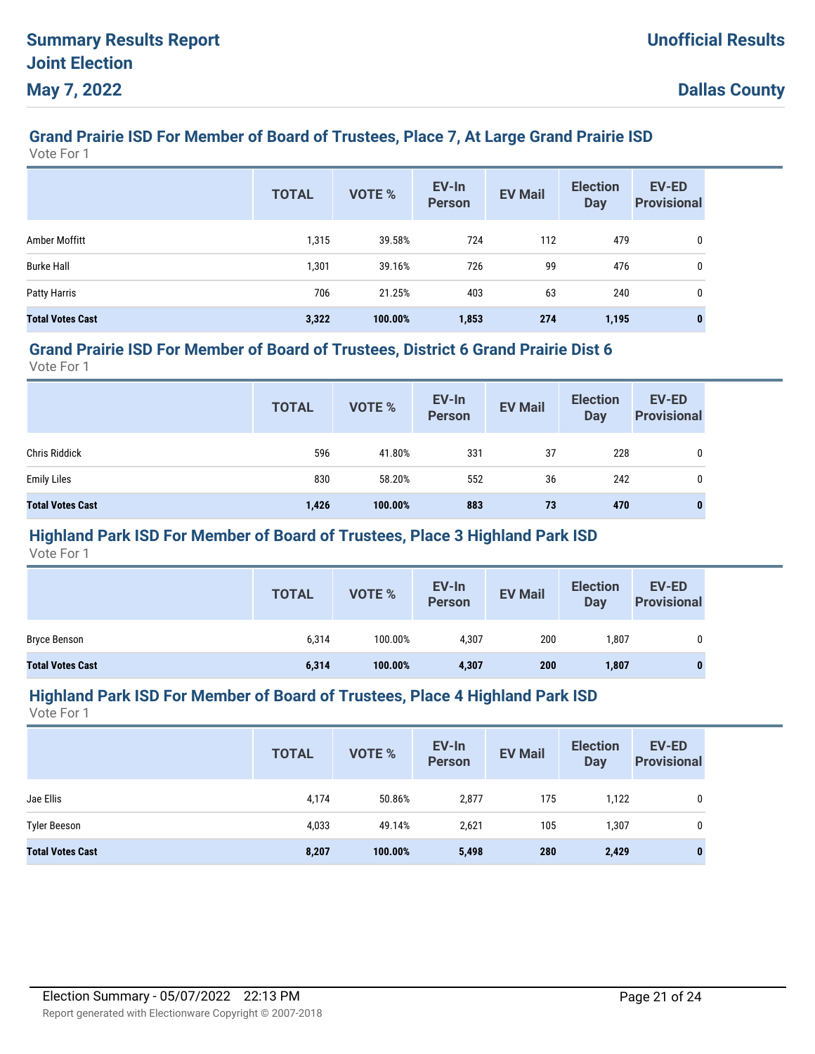## Grand Prairie ISD For Member of Board of Trustees, Place 7, At Large Grand Prairie ISD

Vote For 1

| | TOTAL | VOTE % | EV-In Person | EV Mail | Election Day | EV-ED Provisional |
|---|---|---|---|---|---|---|
| Amber Moffitt | 1,315 | 39.58% | 724 | 112 | 479 | 0 |
| Burke Hall | 1,301 | 39.16% | 726 | 99 | 476 | 0 |
| Patty Harris | 706 | 21.25% | 403 | 63 | 240 | 0 |
| **Total Votes Cast** | **3,322** | **100.00%** | **1,853** | **274** | **1,195** | **0** |

## Grand Prairie ISD For Member of Board of Trustees, District 6 Grand Prairie Dist 6

Vote For 1

| | TOTAL | VOTE % | EV-In Person | EV Mail | Election Day | EV-ED Provisional |
|---|---|---|---|---|---|---|
| Chris Riddick | 596 | 41.80% | 331 | 37 | 228 | 0 |
| Emily Liles | 830 | 58.20% | 552 | 36 | 242 | 0 |
| **Total Votes Cast** | **1,426** | **100.00%** | **883** | **73** | **470** | **0** |

## Highland Park ISD For Member of Board of Trustees, Place 3 Highland Park ISD

Vote For 1

| | TOTAL | VOTE % | EV-In Person | EV Mail | Election Day | EV-ED Provisional |
|---|---|---|---|---|---|---|
| Bryce Benson | 6,314 | 100.00% | 4,307 | 200 | 1,807 | 0 |
| **Total Votes Cast** | **6,314** | **100.00%** | **4,307** | **200** | **1,807** | **0** |

## Highland Park ISD For Member of Board of Trustees, Place 4 Highland Park ISD

Vote For 1

| | TOTAL | VOTE % | EV-In Person | EV Mail | Election Day | EV-ED Provisional |
|---|---|---|---|---|---|---|
| Jae Ellis | 4,174 | 50.86% | 2,877 | 175 | 1,122 | 0 |
| Tyler Beeson | 4,033 | 49.14% | 2,621 | 105 | 1,307 | 0 |
| **Total Votes Cast** | **8,207** | **100.00%** | **5,498** | **280** | **2,429** | **0** |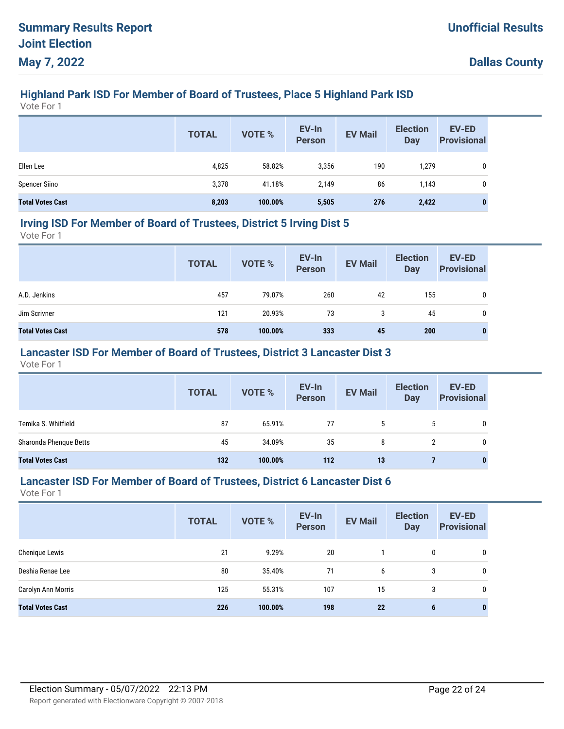# Summary Results Report
# Joint Election
# May 7, 2022

**Unofficial Results**

**Dallas County**

## Highland Park ISD For Member of Board of Trustees, Place 5 Highland Park ISD

Vote For 1

| | TOTAL | VOTE % | EV-In Person | EV Mail | Election Day | EV-ED Provisional |
|---|---|---|---|---|---|---|
| Ellen Lee | 4,825 | 58.82% | 3,356 | 190 | 1,279 | 0 |
| Spencer Siino | 3,378 | 41.18% | 2,149 | 86 | 1,143 | 0 |
| **Total Votes Cast** | **8,203** | **100.00%** | **5,505** | **276** | **2,422** | **0** |

## Irving ISD For Member of Board of Trustees, District 5 Irving Dist 5

Vote For 1

| | TOTAL | VOTE % | EV-In Person | EV Mail | Election Day | EV-ED Provisional |
|---|---|---|---|---|---|---|
| A.D. Jenkins | 457 | 79.07% | 260 | 42 | 155 | 0 |
| Jim Scrivner | 121 | 20.93% | 73 | 3 | 45 | 0 |
| **Total Votes Cast** | **578** | **100.00%** | **333** | **45** | **200** | **0** |

## Lancaster ISD For Member of Board of Trustees, District 3 Lancaster Dist 3

Vote For 1

| | TOTAL | VOTE % | EV-In Person | EV Mail | Election Day | EV-ED Provisional |
|---|---|---|---|---|---|---|
| Temika S. Whitfield | 87 | 65.91% | 77 | 5 | 5 | 0 |
| Sharonda Phenque Betts | 45 | 34.09% | 35 | 8 | 2 | 0 |
| **Total Votes Cast** | **132** | **100.00%** | **112** | **13** | **7** | **0** |

## Lancaster ISD For Member of Board of Trustees, District 6 Lancaster Dist 6

Vote For 1

| | TOTAL | VOTE % | EV-In Person | EV Mail | Election Day | EV-ED Provisional |
|---|---|---|---|---|---|---|
| Chenique Lewis | 21 | 9.29% | 20 | 1 | 0 | 0 |
| Deshia Renae Lee | 80 | 35.40% | 71 | 6 | 3 | 0 |
| Carolyn Ann Morris | 125 | 55.31% | 107 | 15 | 3 | 0 |
| **Total Votes Cast** | **226** | **100.00%** | **198** | **22** | **6** | **0** |

Election Summary - 05/07/2022 22:13 PM

Report generated with Electionware Copyright © 2007-2018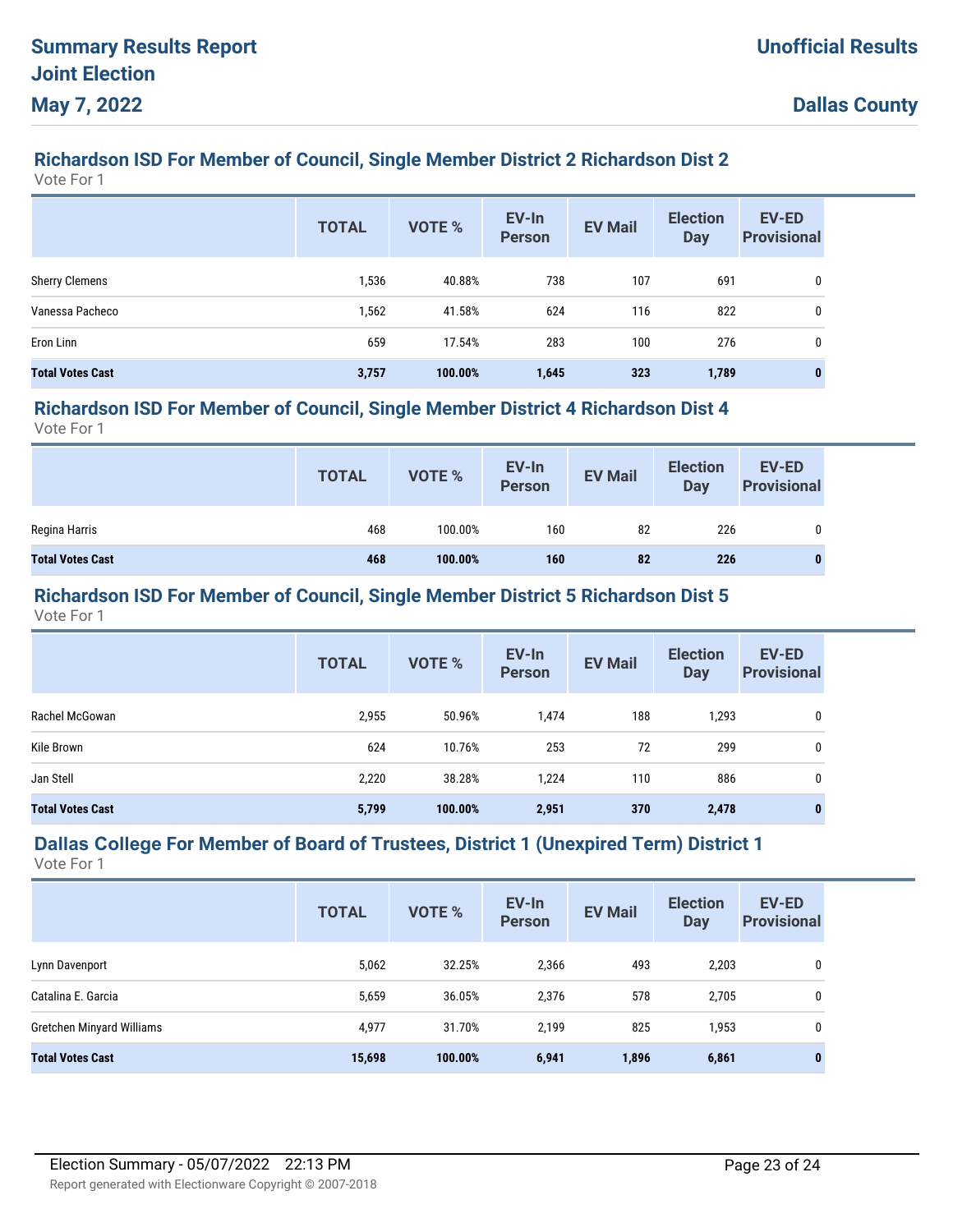## Richardson ISD For Member of Council, Single Member District 2 Richardson Dist 2

Vote For 1

| | TOTAL | VOTE % | EV-In Person | EV Mail | Election Day | EV-ED Provisional |
|---|---|---|---|---|---|---|
| Sherry Clemens | 1,536 | 40.88% | 738 | 107 | 691 | 0 |
| Vanessa Pacheco | 1,562 | 41.58% | 624 | 116 | 822 | 0 |
| Eron Linn | 659 | 17.54% | 283 | 100 | 276 | 0 |
| **Total Votes Cast** | **3,757** | **100.00%** | **1,645** | **323** | **1,789** | **0** |

## Richardson ISD For Member of Council, Single Member District 4 Richardson Dist 4

Vote For 1

| | TOTAL | VOTE % | EV-In Person | EV Mail | Election Day | EV-ED Provisional |
|---|---|---|---|---|---|---|
| Regina Harris | 468 | 100.00% | 160 | 82 | 226 | 0 |
| **Total Votes Cast** | **468** | **100.00%** | **160** | **82** | **226** | **0** |

## Richardson ISD For Member of Council, Single Member District 5 Richardson Dist 5

Vote For 1

| | TOTAL | VOTE % | EV-In Person | EV Mail | Election Day | EV-ED Provisional |
|---|---|---|---|---|---|---|
| Rachel McGowan | 2,955 | 50.96% | 1,474 | 188 | 1,293 | 0 |
| Kile Brown | 624 | 10.76% | 253 | 72 | 299 | 0 |
| Jan Stell | 2,220 | 38.28% | 1,224 | 110 | 886 | 0 |
| **Total Votes Cast** | **5,799** | **100.00%** | **2,951** | **370** | **2,478** | **0** |

## Dallas College For Member of Board of Trustees, District 1 (Unexpired Term) District 1

Vote For 1

| | TOTAL | VOTE % | EV-In Person | EV Mail | Election Day | EV-ED Provisional |
|---|---|---|---|---|---|---|
| Lynn Davenport | 5,062 | 32.25% | 2,366 | 493 | 2,203 | 0 |
| Catalina E. Garcia | 5,659 | 36.05% | 2,376 | 578 | 2,705 | 0 |
| Gretchen Minyard Williams | 4,977 | 31.70% | 2,199 | 825 | 1,953 | 0 |
| **Total Votes Cast** | **15,698** | **100.00%** | **6,941** | **1,896** | **6,861** | **0** |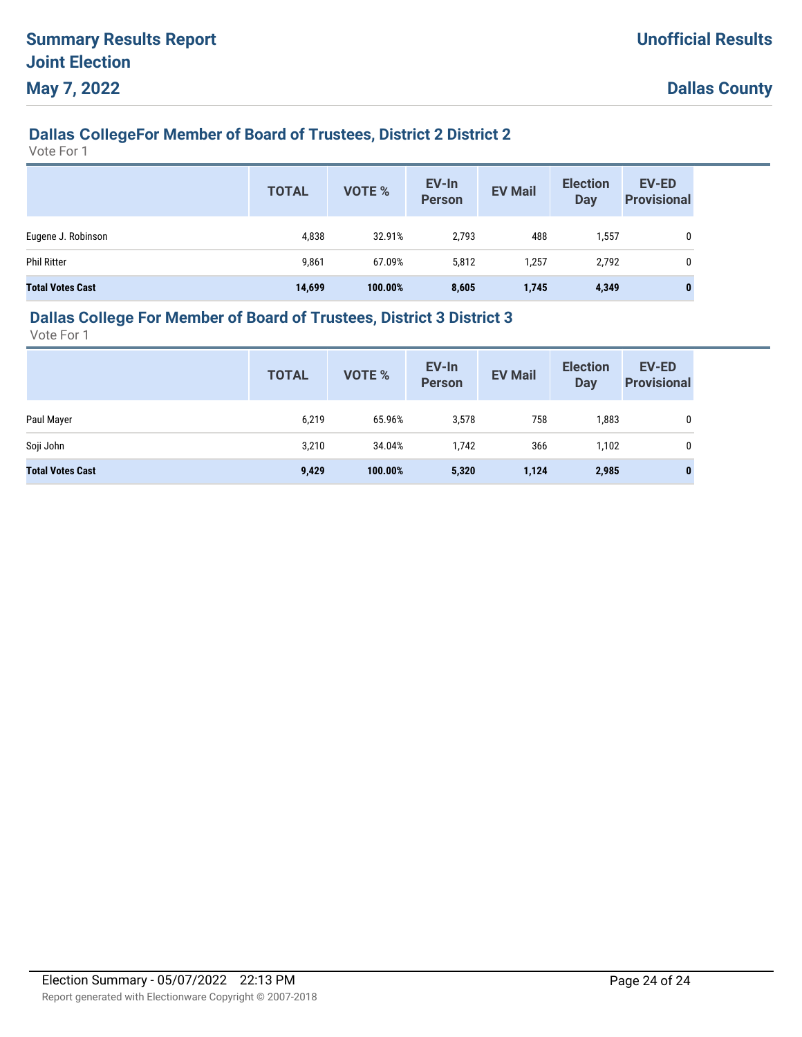## Dallas CollegeFor Member of Board of Trustees, District 2 District 2

Vote For 1

| | TOTAL | VOTE % | EV-In Person | EV Mail | Election Day | EV-ED Provisional |
|---|---|---|---|---|---|---|
| Eugene J. Robinson | 4,838 | 32.91% | 2,793 | 488 | 1,557 | 0 |
| Phil Ritter | 9,861 | 67.09% | 5,812 | 1,257 | 2,792 | 0 |
| **Total Votes Cast** | **14,699** | **100.00%** | **8,605** | **1,745** | **4,349** | **0** |

## Dallas College For Member of Board of Trustees, District 3 District 3

Vote For 1

| | TOTAL | VOTE % | EV-In Person | EV Mail | Election Day | EV-ED Provisional |
|---|---|---|---|---|---|---|
| Paul Mayer | 6,219 | 65.96% | 3,578 | 758 | 1,883 | 0 |
| Soji John | 3,210 | 34.04% | 1,742 | 366 | 1,102 | 0 |
| **Total Votes Cast** | **9,429** | **100.00%** | **5,320** | **1,124** | **2,985** | **0** |